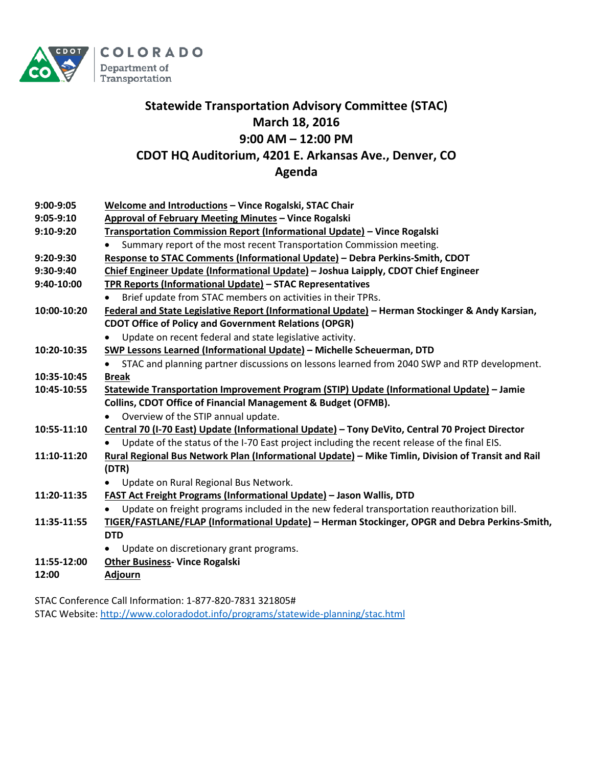COLORADO
Department of Transportation

# Statewide Transportation Advisory Committee (STAC)
## March 18, 2016
## 9:00 AM – 12:00 PM
## CDOT HQ Auditorium, 4201 E. Arkansas Ave., Denver, CO
## Agenda

| | |
|---|---|
| **9:00-9:05** | **Welcome and Introductions – Vince Rogalski, STAC Chair** |
| **9:05-9:10** | **Approval of February Meeting Minutes – Vince Rogalski** |
| **9:10-9:20** | **Transportation Commission Report (Informational Update) – Vince Rogalski**<br>• Summary report of the most recent Transportation Commission meeting. |
| **9:20-9:30** | **Response to STAC Comments (Informational Update) – Debra Perkins-Smith, CDOT** |
| **9:30-9:40** | **Chief Engineer Update (Informational Update) – Joshua Laipply, CDOT Chief Engineer** |
| **9:40-10:00** | **TPR Reports (Informational Update) – STAC Representatives**<br>• Brief update from STAC members on activities in their TPRs. |
| **10:00-10:20** | **Federal and State Legislative Report (Informational Update) – Herman Stockinger & Andy Karsian, CDOT Office of Policy and Government Relations (OPGR)**<br>• Update on recent federal and state legislative activity. |
| **10:20-10:35** | **SWP Lessons Learned (Informational Update) – Michelle Scheuerman, DTD**<br>• STAC and planning partner discussions on lessons learned from 2040 SWP and RTP development. |
| **10:35-10:45** | **Break** |
| **10:45-10:55** | **Statewide Transportation Improvement Program (STIP) Update (Informational Update) – Jamie Collins, CDOT Office of Financial Management & Budget (OFMB).**<br>• Overview of the STIP annual update. |
| **10:55-11:10** | **Central 70 (I-70 East) Update (Informational Update) – Tony DeVito, Central 70 Project Director**<br>• Update of the status of the I-70 East project including the recent release of the final EIS. |
| **11:10-11:20** | **Rural Regional Bus Network Plan (Informational Update) – Mike Timlin, Division of Transit and Rail (DTR)**<br>• Update on Rural Regional Bus Network. |
| **11:20-11:35** | **FAST Act Freight Programs (Informational Update) – Jason Wallis, DTD**<br>• Update on freight programs included in the new federal transportation reauthorization bill. |
| **11:35-11:55** | **TIGER/FASTLANE/FLAP (Informational Update) – Herman Stockinger, OPGR and Debra Perkins-Smith, DTD**<br>• Update on discretionary grant programs. |
| **11:55-12:00** | **Other Business- Vince Rogalski** |
| **12:00** | **Adjourn** |

STAC Conference Call Information: 1-877-820-7831 321805#

STAC Website: http://www.coloradodot.info/programs/statewide-planning/stac.html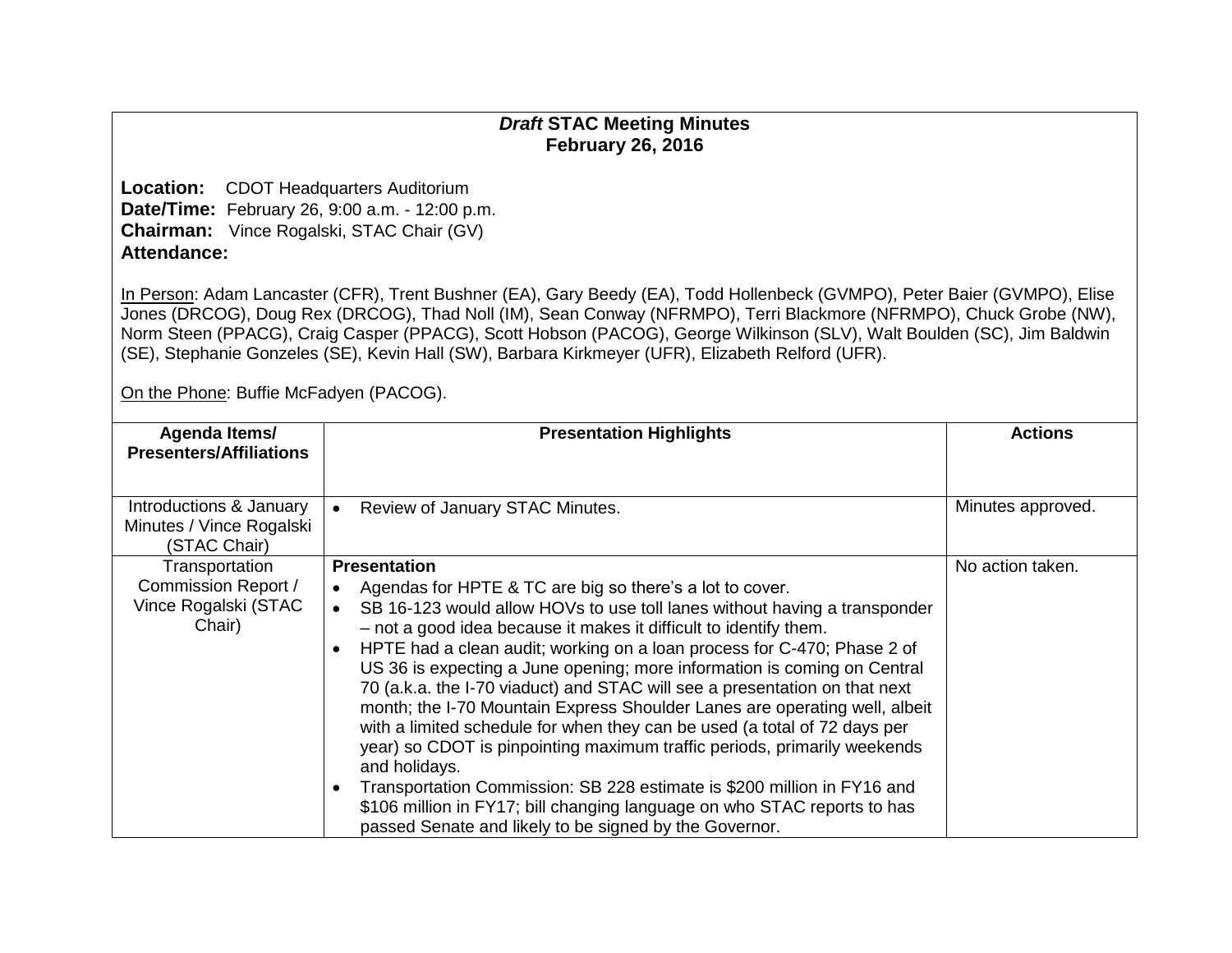## *Draft* STAC Meeting Minutes
## February 26, 2016

**Location:** CDOT Headquarters Auditorium
**Date/Time:** February 26, 9:00 a.m. - 12:00 p.m.
**Chairman:** Vince Rogalski, STAC Chair (GV)
**Attendance:**

In Person: Adam Lancaster (CFR), Trent Bushner (EA), Gary Beedy (EA), Todd Hollenbeck (GVMPO), Peter Baier (GVMPO), Elise Jones (DRCOG), Doug Rex (DRCOG), Thad Noll (IM), Sean Conway (NFRMPO), Terri Blackmore (NFRMPO), Chuck Grobe (NW), Norm Steen (PPACG), Craig Casper (PPACG), Scott Hobson (PACOG), George Wilkinson (SLV), Walt Boulden (SC), Jim Baldwin (SE), Stephanie Gonzeles (SE), Kevin Hall (SW), Barbara Kirkmeyer (UFR), Elizabeth Relford (UFR).

On the Phone: Buffie McFadyen (PACOG).

| Agenda Items/ Presenters/Affiliations | Presentation Highlights | Actions |
|---|---|---|
| Introductions & January Minutes / Vince Rogalski (STAC Chair) | • Review of January STAC Minutes. | Minutes approved. |
| Transportation Commission Report / Vince Rogalski (STAC Chair) | **Presentation**<br>• Agendas for HPTE & TC are big so there's a lot to cover.<br>• SB 16-123 would allow HOVs to use toll lanes without having a transponder – not a good idea because it makes it difficult to identify them.<br>• HPTE had a clean audit; working on a loan process for C-470; Phase 2 of US 36 is expecting a June opening; more information is coming on Central 70 (a.k.a. the I-70 viaduct) and STAC will see a presentation on that next month; the I-70 Mountain Express Shoulder Lanes are operating well, albeit with a limited schedule for when they can be used (a total of 72 days per year) so CDOT is pinpointing maximum traffic periods, primarily weekends and holidays.<br>• Transportation Commission: SB 228 estimate is $200 million in FY16 and $106 million in FY17; bill changing language on who STAC reports to has passed Senate and likely to be signed by the Governor. | No action taken. |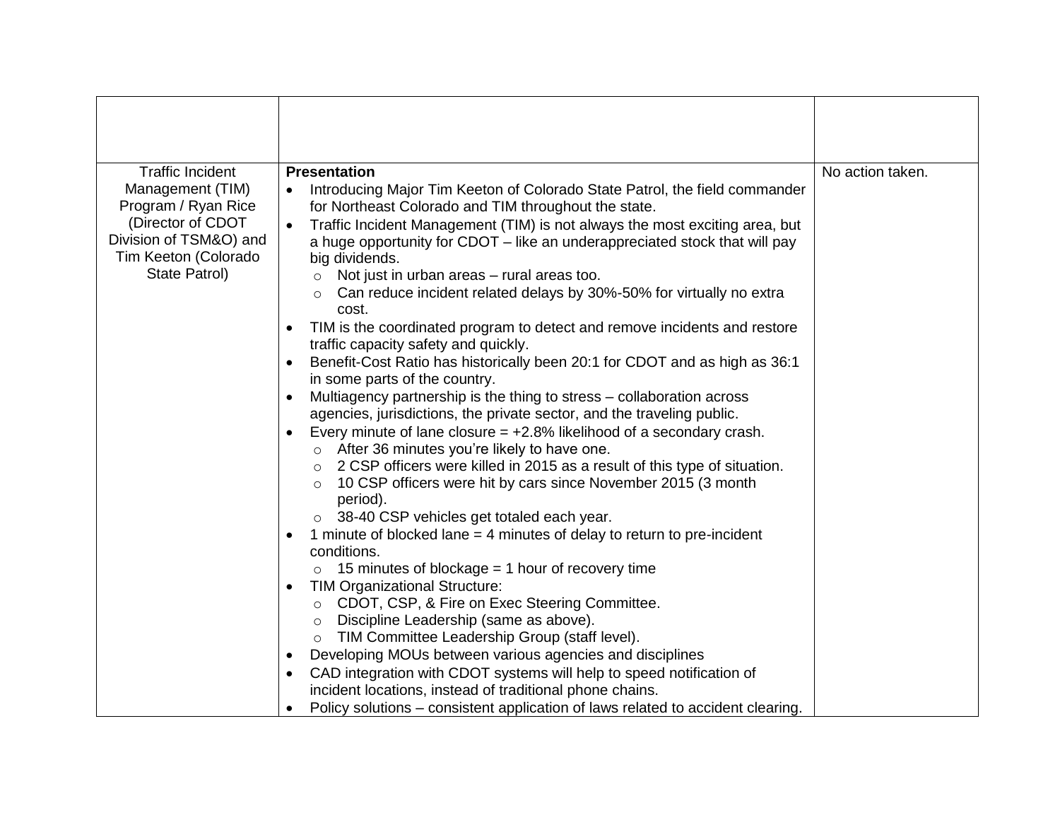| | | |
|---|---|---|
| | | |
| Traffic Incident Management (TIM) Program / Ryan Rice (Director of CDOT Division of TSM&O) and Tim Keeton (Colorado State Patrol) | **Presentation**<br>• Introducing Major Tim Keeton of Colorado State Patrol, the field commander for Northeast Colorado and TIM throughout the state.<br>• Traffic Incident Management (TIM) is not always the most exciting area, but a huge opportunity for CDOT – like an underappreciated stock that will pay big dividends.<br>&nbsp;&nbsp;&nbsp;&nbsp;○ Not just in urban areas – rural areas too.<br>&nbsp;&nbsp;&nbsp;&nbsp;○ Can reduce incident related delays by 30%-50% for virtually no extra cost.<br>• TIM is the coordinated program to detect and remove incidents and restore traffic capacity safety and quickly.<br>• Benefit-Cost Ratio has historically been 20:1 for CDOT and as high as 36:1 in some parts of the country.<br>• Multiagency partnership is the thing to stress – collaboration across agencies, jurisdictions, the private sector, and the traveling public.<br>• Every minute of lane closure = +2.8% likelihood of a secondary crash.<br>&nbsp;&nbsp;&nbsp;&nbsp;○ After 36 minutes you're likely to have one.<br>&nbsp;&nbsp;&nbsp;&nbsp;○ 2 CSP officers were killed in 2015 as a result of this type of situation.<br>&nbsp;&nbsp;&nbsp;&nbsp;○ 10 CSP officers were hit by cars since November 2015 (3 month period).<br>&nbsp;&nbsp;&nbsp;&nbsp;○ 38-40 CSP vehicles get totaled each year.<br>• 1 minute of blocked lane = 4 minutes of delay to return to pre-incident conditions.<br>&nbsp;&nbsp;&nbsp;&nbsp;○ 15 minutes of blockage = 1 hour of recovery time<br>• TIM Organizational Structure:<br>&nbsp;&nbsp;&nbsp;&nbsp;○ CDOT, CSP, & Fire on Exec Steering Committee.<br>&nbsp;&nbsp;&nbsp;&nbsp;○ Discipline Leadership (same as above).<br>&nbsp;&nbsp;&nbsp;&nbsp;○ TIM Committee Leadership Group (staff level).<br>• Developing MOUs between various agencies and disciplines<br>• CAD integration with CDOT systems will help to speed notification of incident locations, instead of traditional phone chains.<br>• Policy solutions – consistent application of laws related to accident clearing. | No action taken. |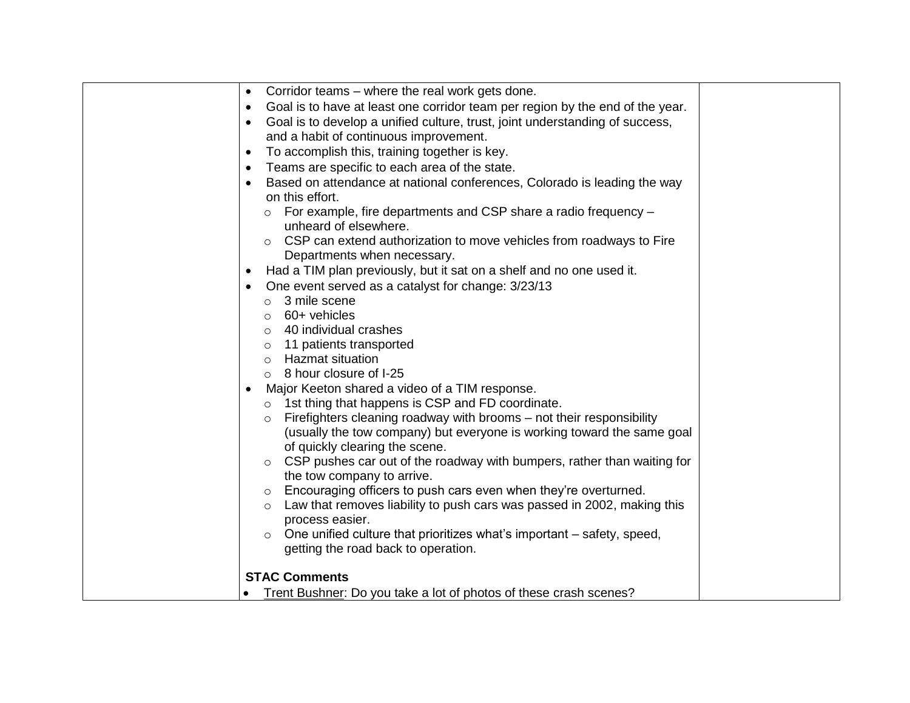| | | |
|---|---|---|
| | • Corridor teams – where the real work gets done.<br>• Goal is to have at least one corridor team per region by the end of the year.<br>• Goal is to develop a unified culture, trust, joint understanding of success, and a habit of continuous improvement.<br>• To accomplish this, training together is key.<br>• Teams are specific to each area of the state.<br>• Based on attendance at national conferences, Colorado is leading the way on this effort.<br>  ○ For example, fire departments and CSP share a radio frequency – unheard of elsewhere.<br>  ○ CSP can extend authorization to move vehicles from roadways to Fire Departments when necessary.<br>• Had a TIM plan previously, but it sat on a shelf and no one used it.<br>• One event served as a catalyst for change: 3/23/13<br>  ○ 3 mile scene<br>  ○ 60+ vehicles<br>  ○ 40 individual crashes<br>  ○ 11 patients transported<br>  ○ Hazmat situation<br>  ○ 8 hour closure of I-25<br>• Major Keeton shared a video of a TIM response.<br>  ○ 1st thing that happens is CSP and FD coordinate.<br>  ○ Firefighters cleaning roadway with brooms – not their responsibility (usually the tow company) but everyone is working toward the same goal of quickly clearing the scene.<br>  ○ CSP pushes car out of the roadway with bumpers, rather than waiting for the tow company to arrive.<br>  ○ Encouraging officers to push cars even when they're overturned.<br>  ○ Law that removes liability to push cars was passed in 2002, making this process easier.<br>  ○ One unified culture that prioritizes what's important – safety, speed, getting the road back to operation.<br><br>**STAC Comments**<br>• Trent Bushner: Do you take a lot of photos of these crash scenes? | |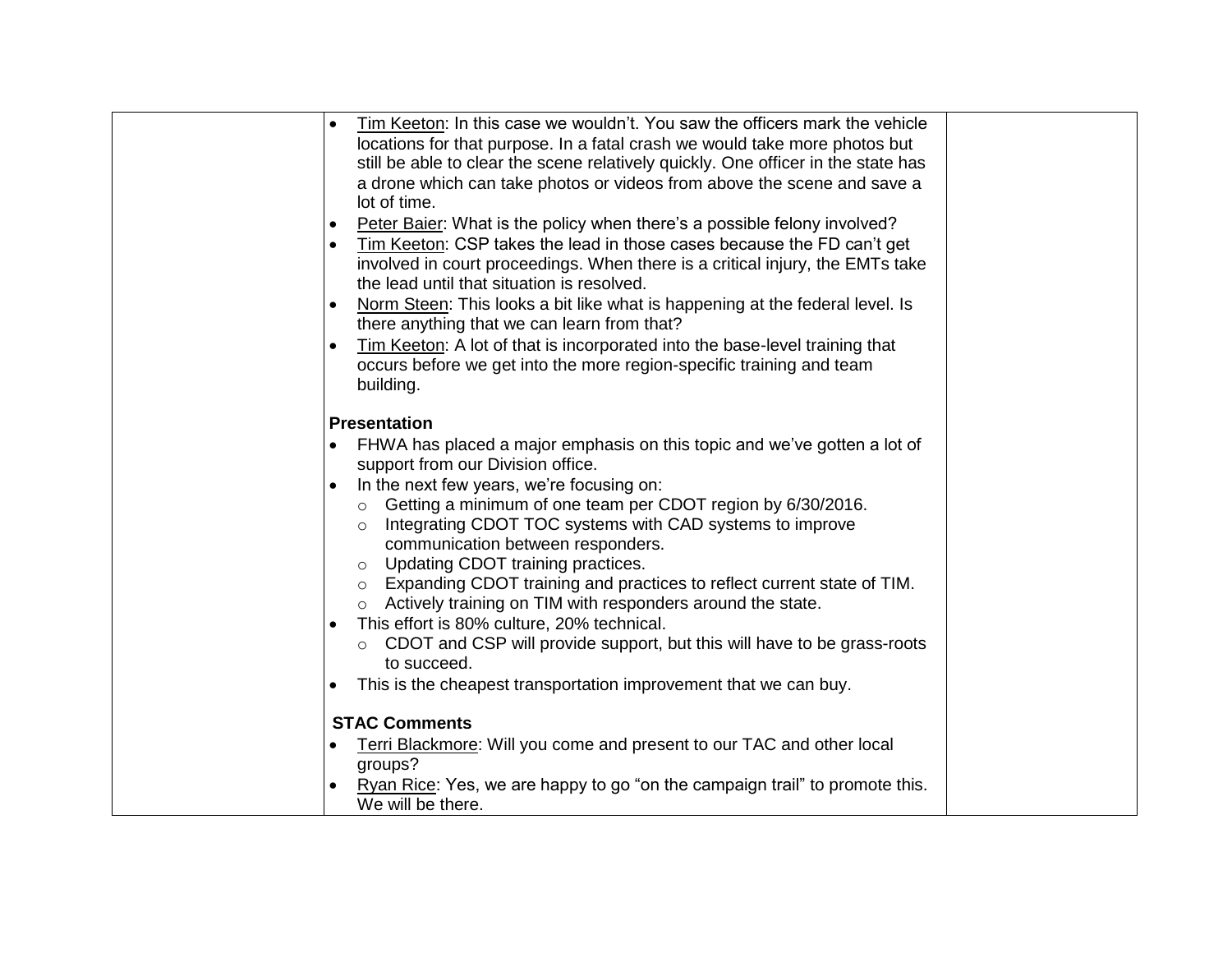| | | |
|---|---|---|
| | • Tim Keeton: In this case we wouldn't. You saw the officers mark the vehicle locations for that purpose. In a fatal crash we would take more photos but still be able to clear the scene relatively quickly. One officer in the state has a drone which can take photos or videos from above the scene and save a lot of time.<br>• Peter Baier: What is the policy when there's a possible felony involved?<br>• Tim Keeton: CSP takes the lead in those cases because the FD can't get involved in court proceedings. When there is a critical injury, the EMTs take the lead until that situation is resolved.<br>• Norm Steen: This looks a bit like what is happening at the federal level. Is there anything that we can learn from that?<br>• Tim Keeton: A lot of that is incorporated into the base-level training that occurs before we get into the more region-specific training and team building.<br><br>**Presentation**<br>• FHWA has placed a major emphasis on this topic and we've gotten a lot of support from our Division office.<br>• In the next few years, we're focusing on:<br>&nbsp;&nbsp;○ Getting a minimum of one team per CDOT region by 6/30/2016.<br>&nbsp;&nbsp;○ Integrating CDOT TOC systems with CAD systems to improve communication between responders.<br>&nbsp;&nbsp;○ Updating CDOT training practices.<br>&nbsp;&nbsp;○ Expanding CDOT training and practices to reflect current state of TIM.<br>&nbsp;&nbsp;○ Actively training on TIM with responders around the state.<br>• This effort is 80% culture, 20% technical.<br>&nbsp;&nbsp;○ CDOT and CSP will provide support, but this will have to be grass-roots to succeed.<br>• This is the cheapest transportation improvement that we can buy.<br><br>**STAC Comments**<br>• Terri Blackmore: Will you come and present to our TAC and other local groups?<br>• Ryan Rice: Yes, we are happy to go "on the campaign trail" to promote this. We will be there. | |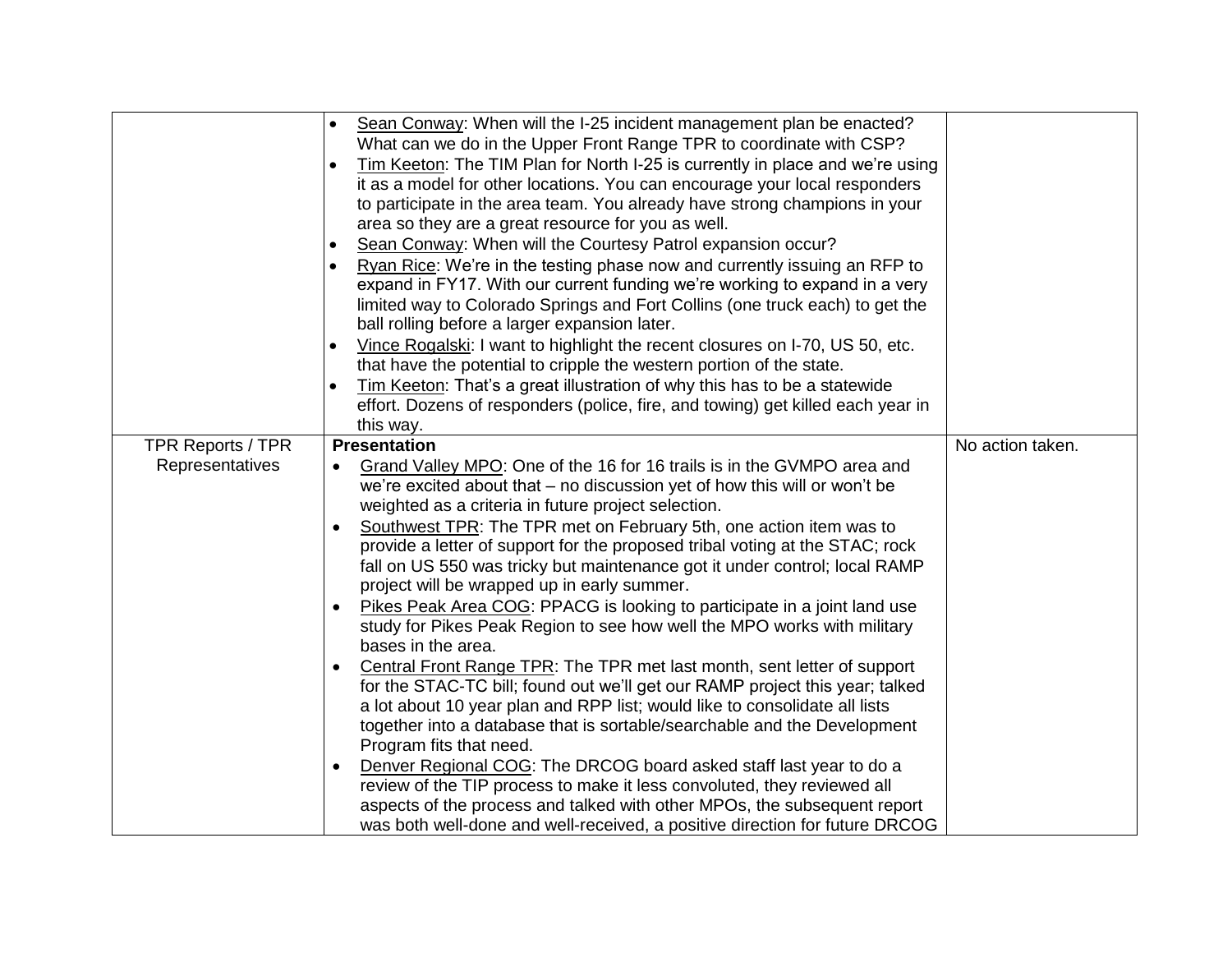| | | |
|---|---|---|
| | • <u>Sean Conway</u>: When will the I-25 incident management plan be enacted? What can we do in the Upper Front Range TPR to coordinate with CSP?<br>• <u>Tim Keeton</u>: The TIM Plan for North I-25 is currently in place and we're using it as a model for other locations. You can encourage your local responders to participate in the area team. You already have strong champions in your area so they are a great resource for you as well.<br>• <u>Sean Conway</u>: When will the Courtesy Patrol expansion occur?<br>• <u>Ryan Rice</u>: We're in the testing phase now and currently issuing an RFP to expand in FY17. With our current funding we're working to expand in a very limited way to Colorado Springs and Fort Collins (one truck each) to get the ball rolling before a larger expansion later.<br>• <u>Vince Rogalski</u>: I want to highlight the recent closures on I-70, US 50, etc. that have the potential to cripple the western portion of the state.<br>• <u>Tim Keeton</u>: That's a great illustration of why this has to be a statewide effort. Dozens of responders (police, fire, and towing) get killed each year in this way. | |
| TPR Reports / TPR Representatives | **Presentation**<br>• <u>Grand Valley MPO</u>: One of the 16 for 16 trails is in the GVMPO area and we're excited about that – no discussion yet of how this will or won't be weighted as a criteria in future project selection.<br>• <u>Southwest TPR</u>: The TPR met on February 5th, one action item was to provide a letter of support for the proposed tribal voting at the STAC; rock fall on US 550 was tricky but maintenance got it under control; local RAMP project will be wrapped up in early summer.<br>• <u>Pikes Peak Area COG</u>: PPACG is looking to participate in a joint land use study for Pikes Peak Region to see how well the MPO works with military bases in the area.<br>• <u>Central Front Range TPR</u>: The TPR met last month, sent letter of support for the STAC-TC bill; found out we'll get our RAMP project this year; talked a lot about 10 year plan and RPP list; would like to consolidate all lists together into a database that is sortable/searchable and the Development Program fits that need.<br>• <u>Denver Regional COG</u>: The DRCOG board asked staff last year to do a review of the TIP process to make it less convoluted, they reviewed all aspects of the process and talked with other MPOs, the subsequent report was both well-done and well-received, a positive direction for future DRCOG | No action taken. |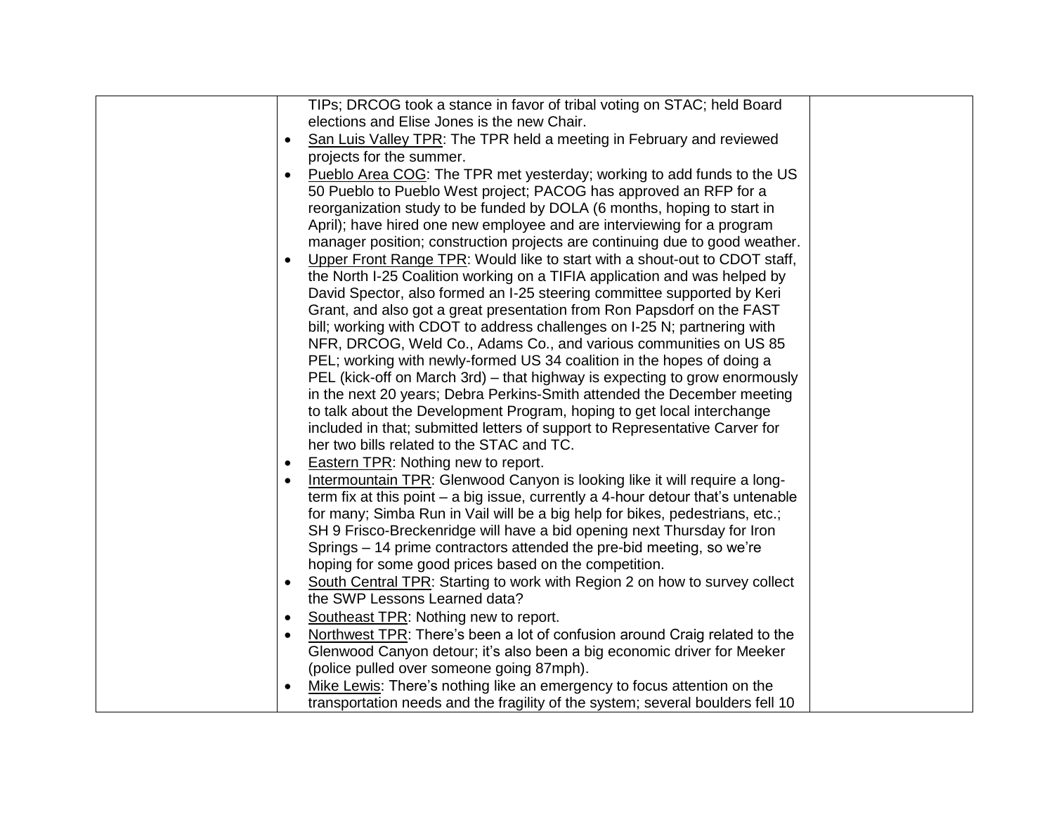| | | |
|---|---|---|
| | TIPs; DRCOG took a stance in favor of tribal voting on STAC; held Board elections and Elise Jones is the new Chair.<br>• San Luis Valley TPR: The TPR held a meeting in February and reviewed projects for the summer.<br>• Pueblo Area COG: The TPR met yesterday; working to add funds to the US 50 Pueblo to Pueblo West project; PACOG has approved an RFP for a reorganization study to be funded by DOLA (6 months, hoping to start in April); have hired one new employee and are interviewing for a program manager position; construction projects are continuing due to good weather.<br>• Upper Front Range TPR: Would like to start with a shout-out to CDOT staff, the North I-25 Coalition working on a TIFIA application and was helped by David Spector, also formed an I-25 steering committee supported by Keri Grant, and also got a great presentation from Ron Papsdorf on the FAST bill; working with CDOT to address challenges on I-25 N; partnering with NFR, DRCOG, Weld Co., Adams Co., and various communities on US 85 PEL; working with newly-formed US 34 coalition in the hopes of doing a PEL (kick-off on March 3rd) – that highway is expecting to grow enormously in the next 20 years; Debra Perkins-Smith attended the December meeting to talk about the Development Program, hoping to get local interchange included in that; submitted letters of support to Representative Carver for her two bills related to the STAC and TC.<br>• Eastern TPR: Nothing new to report.<br>• Intermountain TPR: Glenwood Canyon is looking like it will require a long-term fix at this point – a big issue, currently a 4-hour detour that's untenable for many; Simba Run in Vail will be a big help for bikes, pedestrians, etc.; SH 9 Frisco-Breckenridge will have a bid opening next Thursday for Iron Springs – 14 prime contractors attended the pre-bid meeting, so we're hoping for some good prices based on the competition.<br>• South Central TPR: Starting to work with Region 2 on how to survey collect the SWP Lessons Learned data?<br>• Southeast TPR: Nothing new to report.<br>• Northwest TPR: There's been a lot of confusion around Craig related to the Glenwood Canyon detour; it's also been a big economic driver for Meeker (police pulled over someone going 87mph).<br>• Mike Lewis: There's nothing like an emergency to focus attention on the transportation needs and the fragility of the system; several boulders fell 10 | |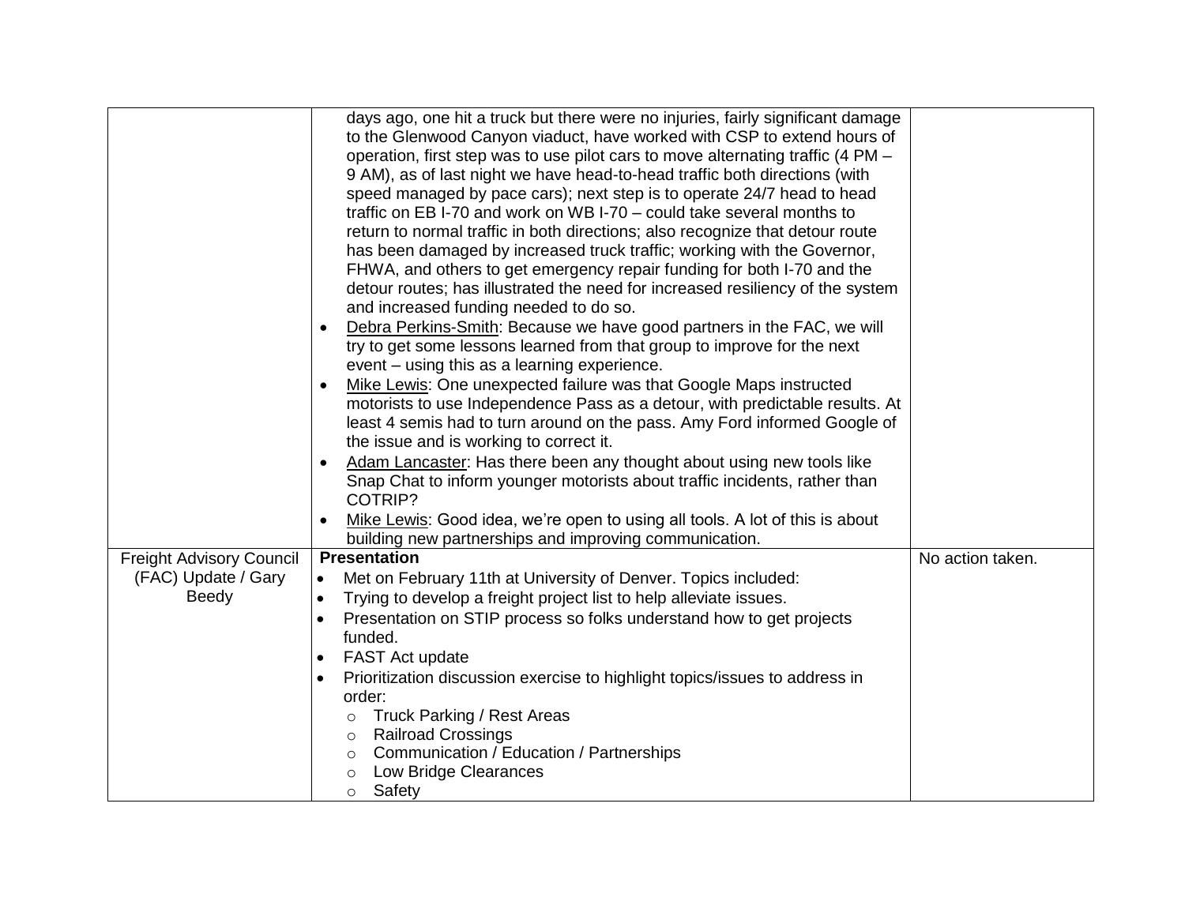| | | |
|---|---|---|
| | days ago, one hit a truck but there were no injuries, fairly significant damage to the Glenwood Canyon viaduct, have worked with CSP to extend hours of operation, first step was to use pilot cars to move alternating traffic (4 PM – 9 AM), as of last night we have head-to-head traffic both directions (with speed managed by pace cars); next step is to operate 24/7 head to head traffic on EB I-70 and work on WB I-70 – could take several months to return to normal traffic in both directions; also recognize that detour route has been damaged by increased truck traffic; working with the Governor, FHWA, and others to get emergency repair funding for both I-70 and the detour routes; has illustrated the need for increased resiliency of the system and increased funding needed to do so.<br>• Debra Perkins-Smith: Because we have good partners in the FAC, we will try to get some lessons learned from that group to improve for the next event – using this as a learning experience.<br>• Mike Lewis: One unexpected failure was that Google Maps instructed motorists to use Independence Pass as a detour, with predictable results. At least 4 semis had to turn around on the pass. Amy Ford informed Google of the issue and is working to correct it.<br>• Adam Lancaster: Has there been any thought about using new tools like Snap Chat to inform younger motorists about traffic incidents, rather than COTRIP?<br>• Mike Lewis: Good idea, we're open to using all tools. A lot of this is about building new partnerships and improving communication. | |
| Freight Advisory Council (FAC) Update / Gary Beedy | **Presentation**<br>• Met on February 11th at University of Denver. Topics included:<br>• Trying to develop a freight project list to help alleviate issues.<br>• Presentation on STIP process so folks understand how to get projects funded.<br>• FAST Act update<br>• Prioritization discussion exercise to highlight topics/issues to address in order:<br>  ○ Truck Parking / Rest Areas<br>  ○ Railroad Crossings<br>  ○ Communication / Education / Partnerships<br>  ○ Low Bridge Clearances<br>  ○ Safety | No action taken. |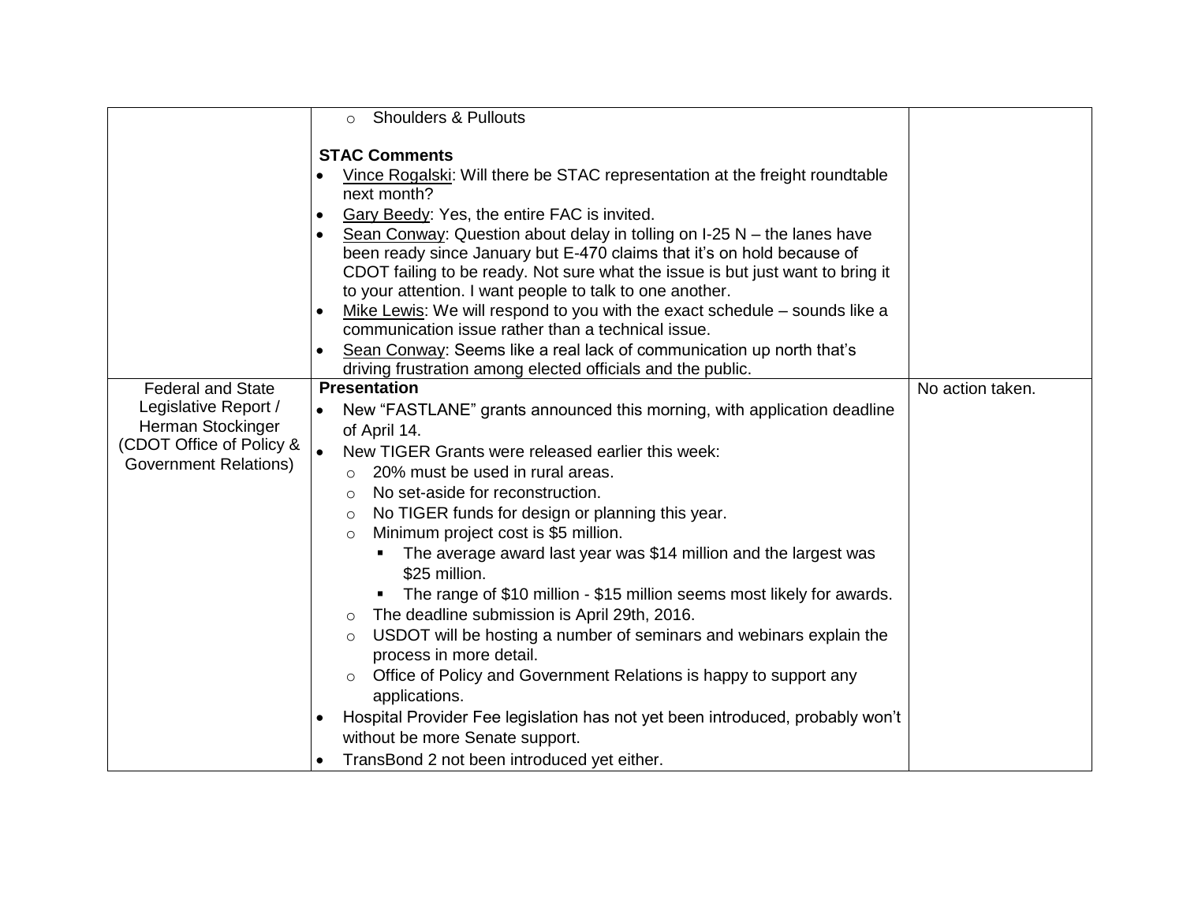| | | |
|---|---|---|
| | ◦ Shoulders & Pullouts<br><br>**STAC Comments**<br>• Vince Rogalski: Will there be STAC representation at the freight roundtable next month?<br>• Gary Beedy: Yes, the entire FAC is invited.<br>• Sean Conway: Question about delay in tolling on I-25 N – the lanes have been ready since January but E-470 claims that it's on hold because of CDOT failing to be ready. Not sure what the issue is but just want to bring it to your attention. I want people to talk to one another.<br>• Mike Lewis: We will respond to you with the exact schedule – sounds like a communication issue rather than a technical issue.<br>• Sean Conway: Seems like a real lack of communication up north that's driving frustration among elected officials and the public. | |
| Federal and State Legislative Report / Herman Stockinger (CDOT Office of Policy & Government Relations) | **Presentation**<br>• New "FASTLANE" grants announced this morning, with application deadline of April 14.<br>• New TIGER Grants were released earlier this week:<br>◦ 20% must be used in rural areas.<br>◦ No set-aside for reconstruction.<br>◦ No TIGER funds for design or planning this year.<br>◦ Minimum project cost is $5 million.<br>▪ The average award last year was $14 million and the largest was $25 million.<br>▪ The range of $10 million - $15 million seems most likely for awards.<br>◦ The deadline submission is April 29th, 2016.<br>◦ USDOT will be hosting a number of seminars and webinars explain the process in more detail.<br>◦ Office of Policy and Government Relations is happy to support any applications.<br>• Hospital Provider Fee legislation has not yet been introduced, probably won't without be more Senate support.<br>• TransBond 2 not been introduced yet either. | No action taken. |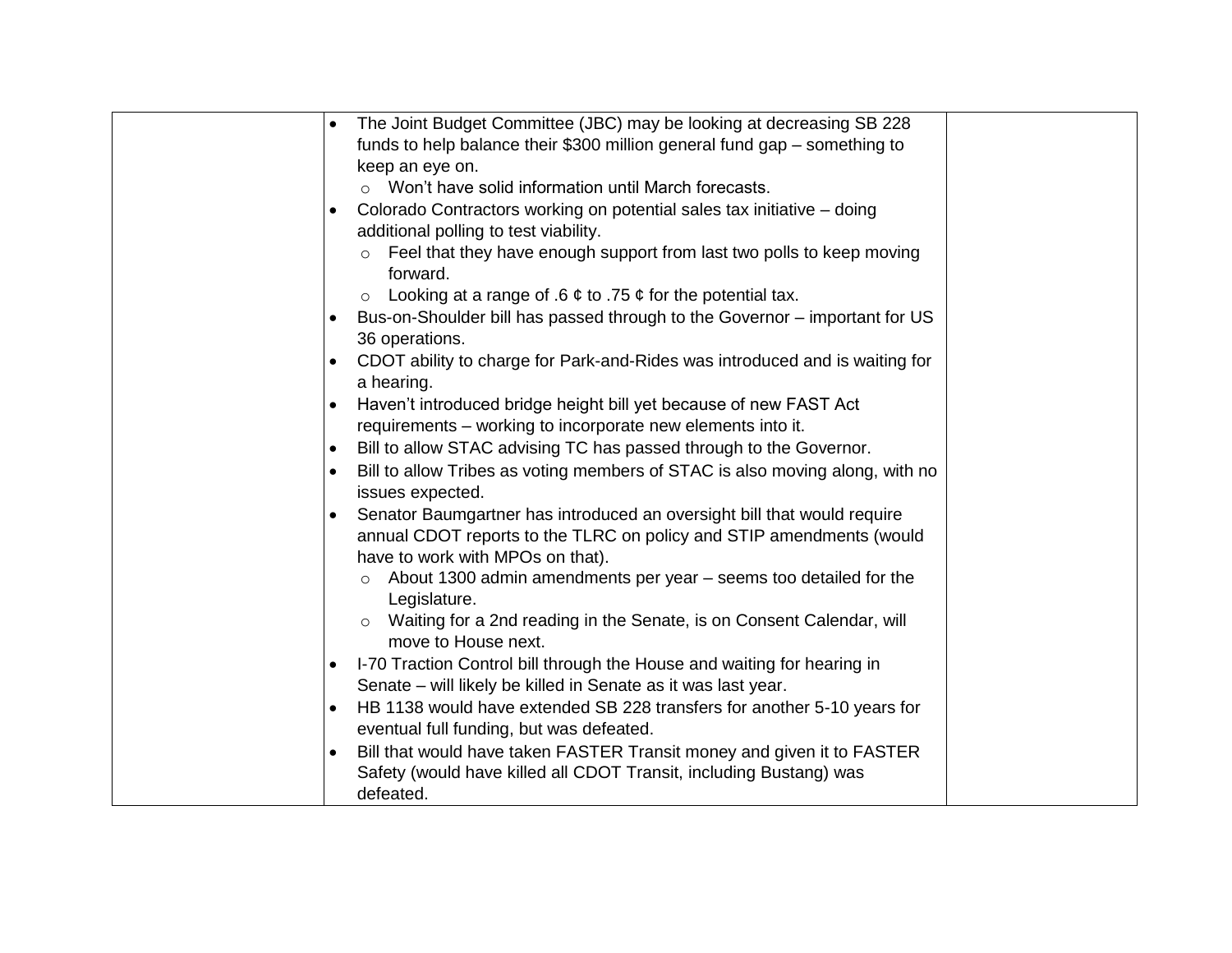| | | |
|---|---|---|
| | • The Joint Budget Committee (JBC) may be looking at decreasing SB 228 funds to help balance their $300 million general fund gap – something to keep an eye on.<br>  ○ Won't have solid information until March forecasts.<br>• Colorado Contractors working on potential sales tax initiative – doing additional polling to test viability.<br>  ○ Feel that they have enough support from last two polls to keep moving forward.<br>  ○ Looking at a range of .6 ¢ to .75 ¢ for the potential tax.<br>• Bus-on-Shoulder bill has passed through to the Governor – important for US 36 operations.<br>• CDOT ability to charge for Park-and-Rides was introduced and is waiting for a hearing.<br>• Haven't introduced bridge height bill yet because of new FAST Act requirements – working to incorporate new elements into it.<br>• Bill to allow STAC advising TC has passed through to the Governor.<br>• Bill to allow Tribes as voting members of STAC is also moving along, with no issues expected.<br>• Senator Baumgartner has introduced an oversight bill that would require annual CDOT reports to the TLRC on policy and STIP amendments (would have to work with MPOs on that).<br>  ○ About 1300 admin amendments per year – seems too detailed for the Legislature.<br>  ○ Waiting for a 2nd reading in the Senate, is on Consent Calendar, will move to House next.<br>• I-70 Traction Control bill through the House and waiting for hearing in Senate – will likely be killed in Senate as it was last year.<br>• HB 1138 would have extended SB 228 transfers for another 5-10 years for eventual full funding, but was defeated.<br>• Bill that would have taken FASTER Transit money and given it to FASTER Safety (would have killed all CDOT Transit, including Bustang) was defeated. | |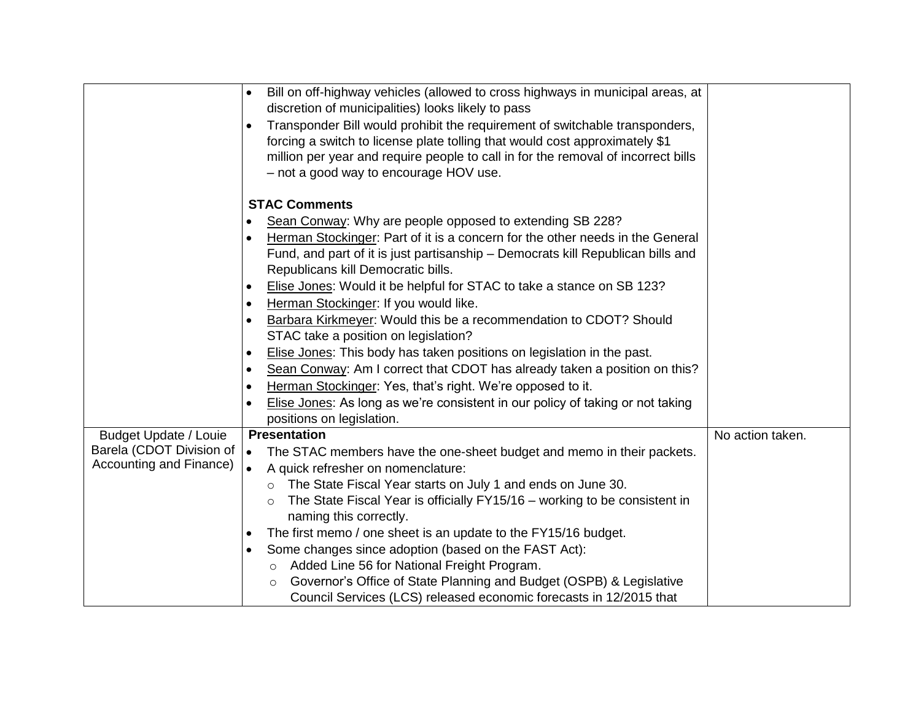| | | |
|---|---|---|
| | • Bill on off-highway vehicles (allowed to cross highways in municipal areas, at discretion of municipalities) looks likely to pass<br>• Transponder Bill would prohibit the requirement of switchable transponders, forcing a switch to license plate tolling that would cost approximately $1 million per year and require people to call in for the removal of incorrect bills – not a good way to encourage HOV use.<br><br>**STAC Comments**<br>• <u>Sean Conway</u>: Why are people opposed to extending SB 228?<br>• <u>Herman Stockinger</u>: Part of it is a concern for the other needs in the General Fund, and part of it is just partisanship – Democrats kill Republican bills and Republicans kill Democratic bills.<br>• <u>Elise Jones</u>: Would it be helpful for STAC to take a stance on SB 123?<br>• <u>Herman Stockinger</u>: If you would like.<br>• <u>Barbara Kirkmeyer</u>: Would this be a recommendation to CDOT? Should STAC take a position on legislation?<br>• <u>Elise Jones</u>: This body has taken positions on legislation in the past.<br>• <u>Sean Conway</u>: Am I correct that CDOT has already taken a position on this?<br>• <u>Herman Stockinger</u>: Yes, that's right. We're opposed to it.<br>• <u>Elise Jones</u>: As long as we're consistent in our policy of taking or not taking positions on legislation. | |
| Budget Update / Louie Barela (CDOT Division of Accounting and Finance) | **Presentation**<br>• The STAC members have the one-sheet budget and memo in their packets.<br>• A quick refresher on nomenclature:<br>  ○ The State Fiscal Year starts on July 1 and ends on June 30.<br>  ○ The State Fiscal Year is officially FY15/16 – working to be consistent in naming this correctly.<br>• The first memo / one sheet is an update to the FY15/16 budget.<br>• Some changes since adoption (based on the FAST Act):<br>  ○ Added Line 56 for National Freight Program.<br>  ○ Governor's Office of State Planning and Budget (OSPB) & Legislative Council Services (LCS) released economic forecasts in 12/2015 that | No action taken. |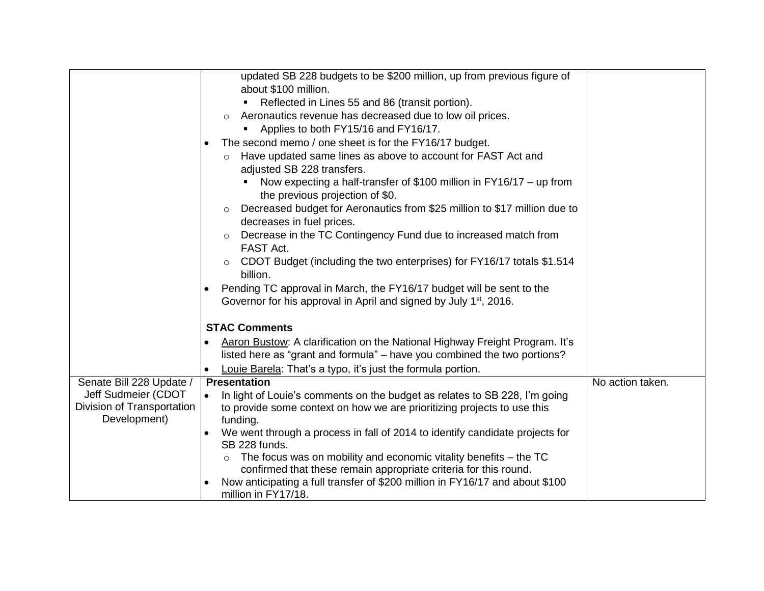| | | |
|---|---|---|
| | updated SB 228 budgets to be $200 million, up from previous figure of about $100 million.<br>&nbsp;&nbsp;&nbsp;&nbsp;▪ Reflected in Lines 55 and 86 (transit portion).<br>&nbsp;&nbsp;o Aeronautics revenue has decreased due to low oil prices.<br>&nbsp;&nbsp;&nbsp;&nbsp;▪ Applies to both FY15/16 and FY16/17.<br>• The second memo / one sheet is for the FY16/17 budget.<br>&nbsp;&nbsp;o Have updated same lines as above to account for FAST Act and adjusted SB 228 transfers.<br>&nbsp;&nbsp;&nbsp;&nbsp;▪ Now expecting a half-transfer of $100 million in FY16/17 – up from the previous projection of $0.<br>&nbsp;&nbsp;o Decreased budget for Aeronautics from $25 million to $17 million due to decreases in fuel prices.<br>&nbsp;&nbsp;o Decrease in the TC Contingency Fund due to increased match from FAST Act.<br>&nbsp;&nbsp;o CDOT Budget (including the two enterprises) for FY16/17 totals $1.514 billion.<br>• Pending TC approval in March, the FY16/17 budget will be sent to the Governor for his approval in April and signed by July 1st, 2016.<br><br>**STAC Comments**<br>• Aaron Bustow: A clarification on the National Highway Freight Program. It's listed here as "grant and formula" – have you combined the two portions?<br>• Louie Barela: That's a typo, it's just the formula portion. | |
| Senate Bill 228 Update / Jeff Sudmeier (CDOT Division of Transportation Development) | **Presentation**<br>• In light of Louie's comments on the budget as relates to SB 228, I'm going to provide some context on how we are prioritizing projects to use this funding.<br>• We went through a process in fall of 2014 to identify candidate projects for SB 228 funds.<br>&nbsp;&nbsp;o The focus was on mobility and economic vitality benefits – the TC confirmed that these remain appropriate criteria for this round.<br>• Now anticipating a full transfer of $200 million in FY16/17 and about $100 million in FY17/18. | No action taken. |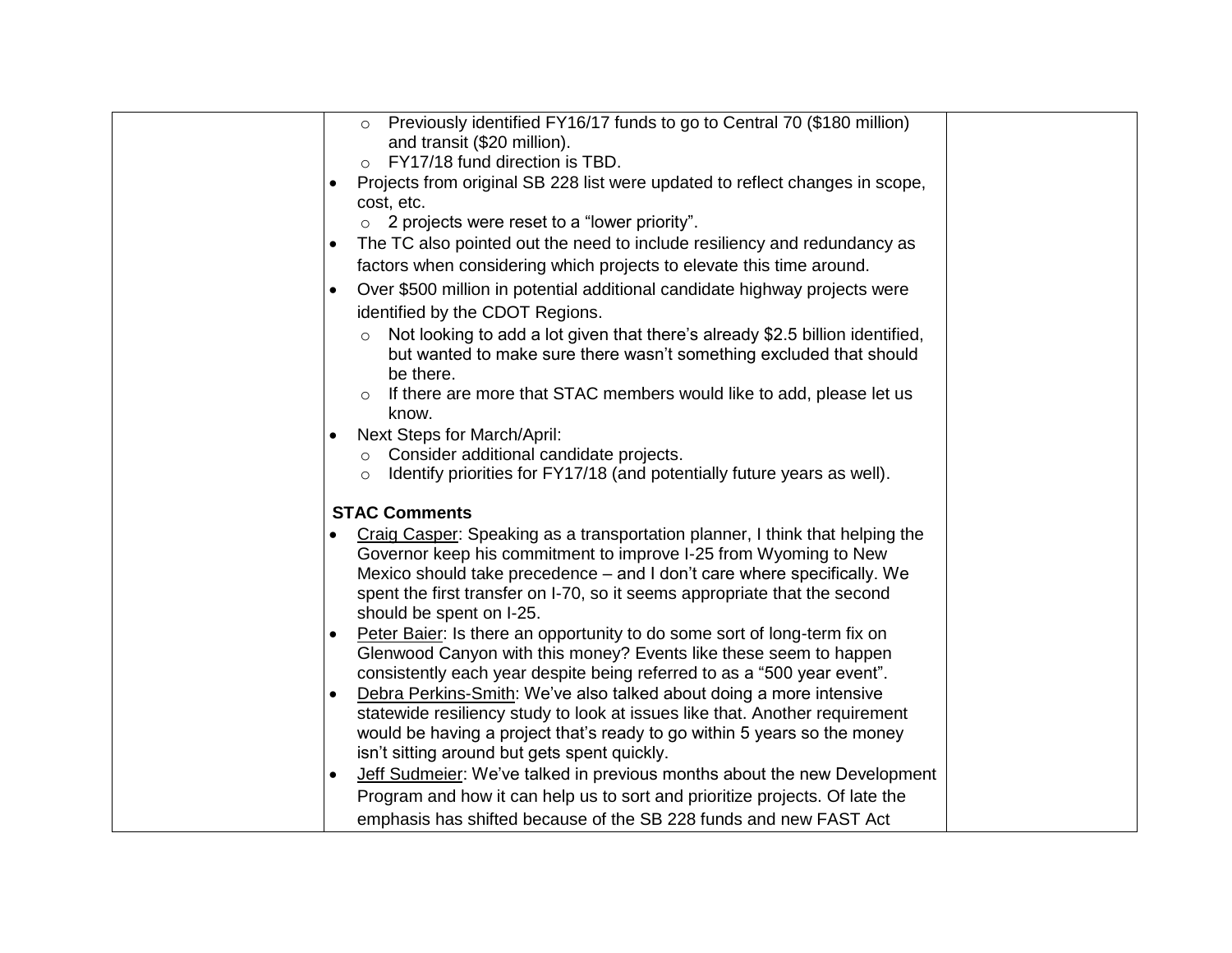| | | |
|---|---|---|
| | - Previously identified FY16/17 funds to go to Central 70 ($180 million) and transit ($20 million).<br>- FY17/18 fund direction is TBD.<br>• Projects from original SB 228 list were updated to reflect changes in scope, cost, etc.<br>- 2 projects were reset to a "lower priority".<br>• The TC also pointed out the need to include resiliency and redundancy as factors when considering which projects to elevate this time around.<br>• Over $500 million in potential additional candidate highway projects were identified by the CDOT Regions.<br>- Not looking to add a lot given that there's already $2.5 billion identified, but wanted to make sure there wasn't something excluded that should be there.<br>- If there are more that STAC members would like to add, please let us know.<br>• Next Steps for March/April:<br>- Consider additional candidate projects.<br>- Identify priorities for FY17/18 (and potentially future years as well).<br><br>**STAC Comments**<br>• Craig Casper: Speaking as a transportation planner, I think that helping the Governor keep his commitment to improve I-25 from Wyoming to New Mexico should take precedence – and I don't care where specifically. We spent the first transfer on I-70, so it seems appropriate that the second should be spent on I-25.<br>• Peter Baier: Is there an opportunity to do some sort of long-term fix on Glenwood Canyon with this money? Events like these seem to happen consistently each year despite being referred to as a "500 year event".<br>• Debra Perkins-Smith: We've also talked about doing a more intensive statewide resiliency study to look at issues like that. Another requirement would be having a project that's ready to go within 5 years so the money isn't sitting around but gets spent quickly.<br>• Jeff Sudmeier: We've talked in previous months about the new Development Program and how it can help us to sort and prioritize projects. Of late the emphasis has shifted because of the SB 228 funds and new FAST Act | |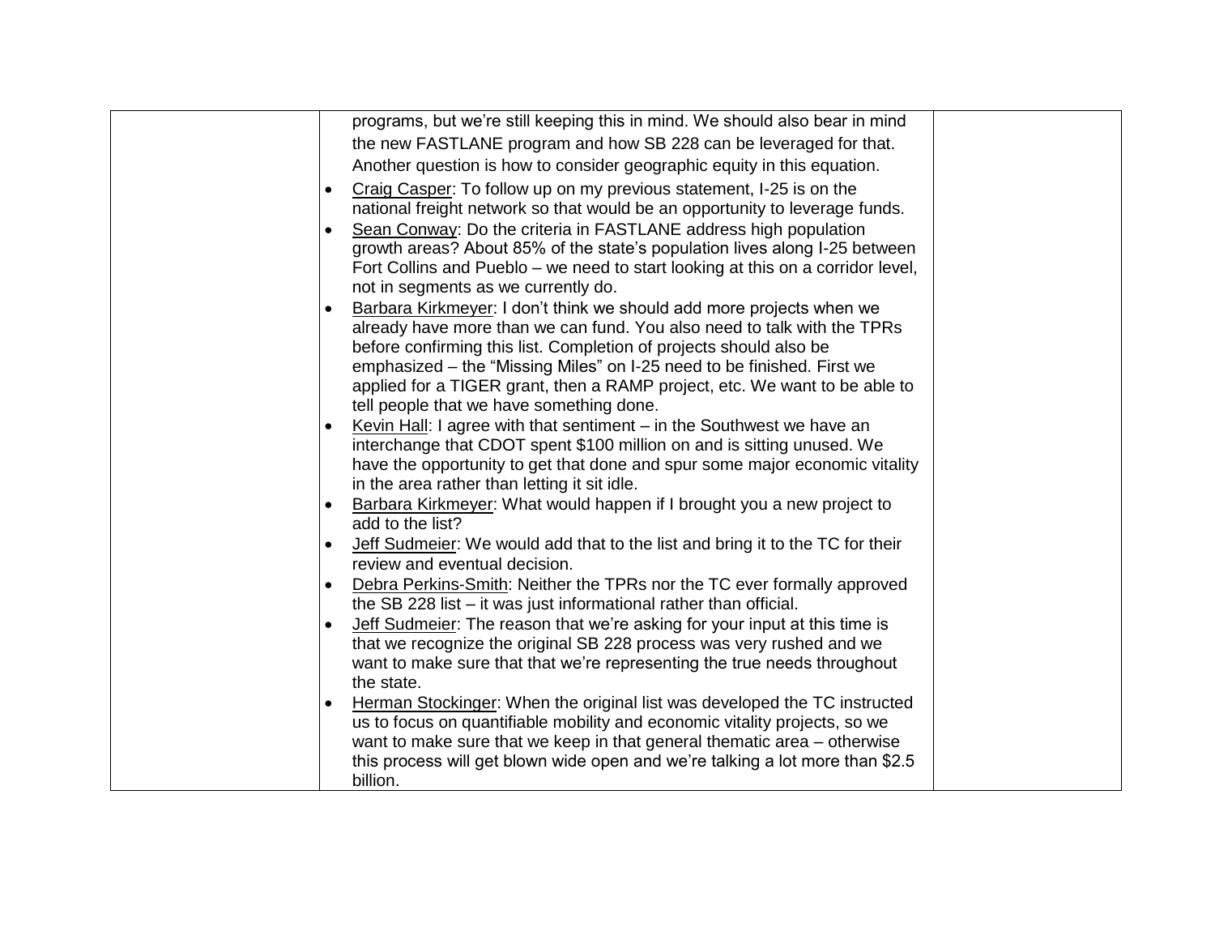| | | |
|---|---|---|
| | programs, but we're still keeping this in mind. We should also bear in mind the new FASTLANE program and how SB 228 can be leveraged for that. Another question is how to consider geographic equity in this equation.<br>• Craig Casper: To follow up on my previous statement, I-25 is on the national freight network so that would be an opportunity to leverage funds.<br>• Sean Conway: Do the criteria in FASTLANE address high population growth areas? About 85% of the state's population lives along I-25 between Fort Collins and Pueblo – we need to start looking at this on a corridor level, not in segments as we currently do.<br>• Barbara Kirkmeyer: I don't think we should add more projects when we already have more than we can fund. You also need to talk with the TPRs before confirming this list. Completion of projects should also be emphasized – the "Missing Miles" on I-25 need to be finished. First we applied for a TIGER grant, then a RAMP project, etc. We want to be able to tell people that we have something done.<br>• Kevin Hall: I agree with that sentiment – in the Southwest we have an interchange that CDOT spent $100 million on and is sitting unused. We have the opportunity to get that done and spur some major economic vitality in the area rather than letting it sit idle.<br>• Barbara Kirkmeyer: What would happen if I brought you a new project to add to the list?<br>• Jeff Sudmeier: We would add that to the list and bring it to the TC for their review and eventual decision.<br>• Debra Perkins-Smith: Neither the TPRs nor the TC ever formally approved the SB 228 list – it was just informational rather than official.<br>• Jeff Sudmeier: The reason that we're asking for your input at this time is that we recognize the original SB 228 process was very rushed and we want to make sure that that we're representing the true needs throughout the state.<br>• Herman Stockinger: When the original list was developed the TC instructed us to focus on quantifiable mobility and economic vitality projects, so we want to make sure that we keep in that general thematic area – otherwise this process will get blown wide open and we're talking a lot more than $2.5 billion. | |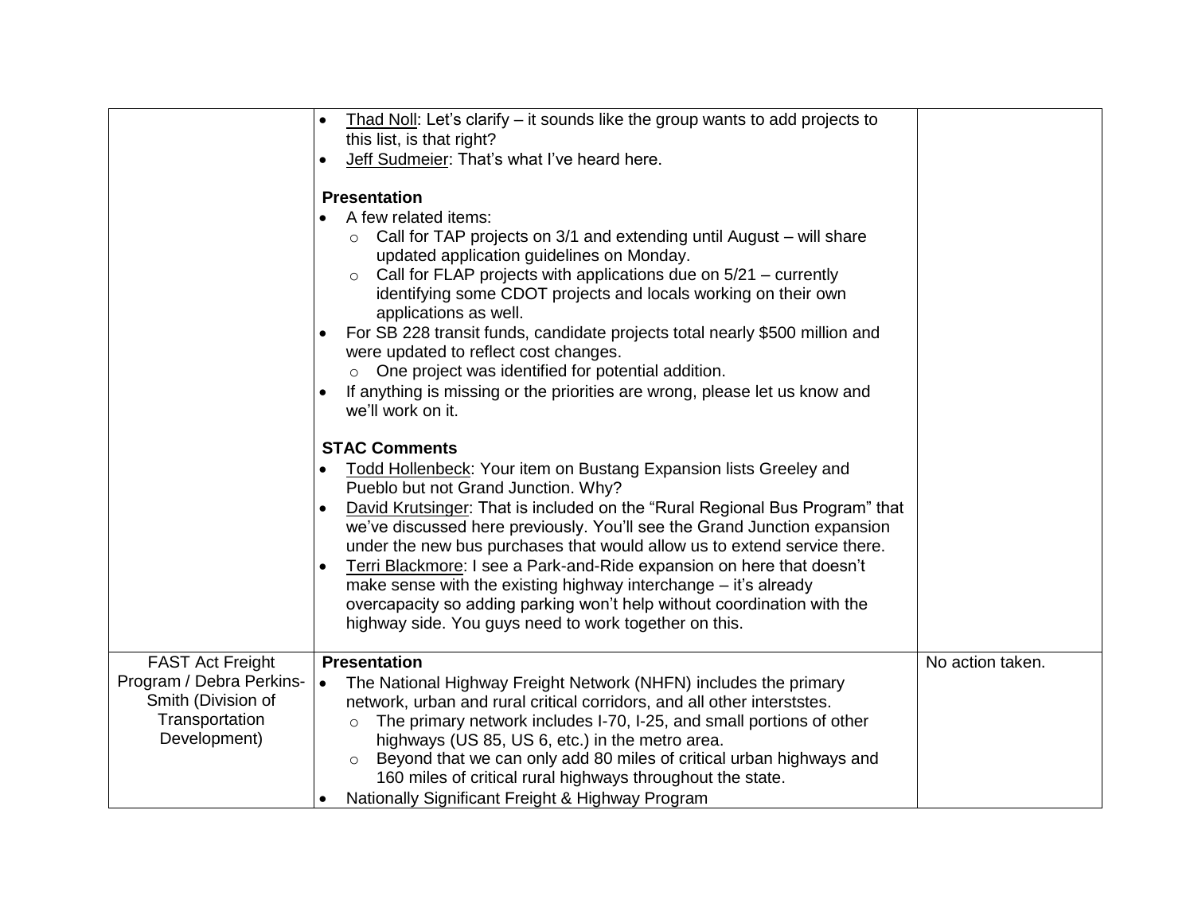| | | |
|---|---|---|
| | • <u>Thad Noll</u>: Let's clarify – it sounds like the group wants to add projects to this list, is that right?<br>• <u>Jeff Sudmeier</u>: That's what I've heard here.<br><br>**Presentation**<br>• A few related items:<br>  ○ Call for TAP projects on 3/1 and extending until August – will share updated application guidelines on Monday.<br>  ○ Call for FLAP projects with applications due on 5/21 – currently identifying some CDOT projects and locals working on their own applications as well.<br>• For SB 228 transit funds, candidate projects total nearly $500 million and were updated to reflect cost changes.<br>  ○ One project was identified for potential addition.<br>• If anything is missing or the priorities are wrong, please let us know and we'll work on it.<br><br>**STAC Comments**<br>• <u>Todd Hollenbeck</u>: Your item on Bustang Expansion lists Greeley and Pueblo but not Grand Junction. Why?<br>• <u>David Krutsinger</u>: That is included on the "Rural Regional Bus Program" that we've discussed here previously. You'll see the Grand Junction expansion under the new bus purchases that would allow us to extend service there.<br>• <u>Terri Blackmore</u>: I see a Park-and-Ride expansion on here that doesn't make sense with the existing highway interchange – it's already overcapacity so adding parking won't help without coordination with the highway side. You guys need to work together on this. | |
| FAST Act Freight Program / Debra Perkins-Smith (Division of Transportation Development) | **Presentation**<br>• The National Highway Freight Network (NHFN) includes the primary network, urban and rural critical corridors, and all other intersttes.<br>  ○ The primary network includes I-70, I-25, and small portions of other highways (US 85, US 6, etc.) in the metro area.<br>  ○ Beyond that we can only add 80 miles of critical urban highways and 160 miles of critical rural highways throughout the state.<br>• Nationally Significant Freight & Highway Program | No action taken. |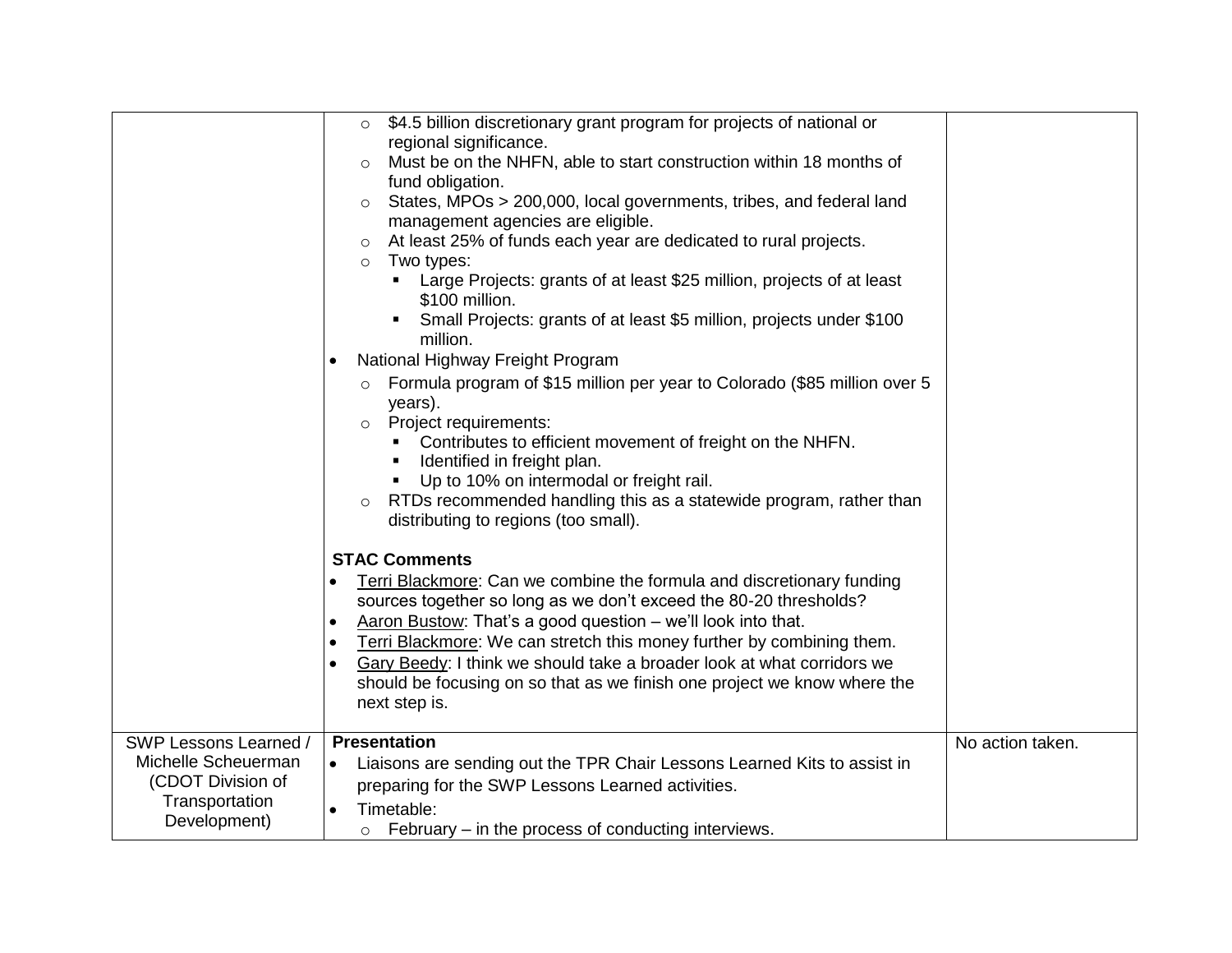| | | |
|---|---|---|
| | ○ $4.5 billion discretionary grant program for projects of national or regional significance.<br>○ Must be on the NHFN, able to start construction within 18 months of fund obligation.<br>○ States, MPOs > 200,000, local governments, tribes, and federal land management agencies are eligible.<br>○ At least 25% of funds each year are dedicated to rural projects.<br>○ Two types:<br>&nbsp;&nbsp;▪ Large Projects: grants of at least $25 million, projects of at least $100 million.<br>&nbsp;&nbsp;▪ Small Projects: grants of at least $5 million, projects under $100 million.<br>• National Highway Freight Program<br>○ Formula program of $15 million per year to Colorado ($85 million over 5 years).<br>○ Project requirements:<br>&nbsp;&nbsp;▪ Contributes to efficient movement of freight on the NHFN.<br>&nbsp;&nbsp;▪ Identified in freight plan.<br>&nbsp;&nbsp;▪ Up to 10% on intermodal or freight rail.<br>○ RTDs recommended handling this as a statewide program, rather than distributing to regions (too small).<br><br>**STAC Comments**<br>• Terri Blackmore: Can we combine the formula and discretionary funding sources together so long as we don't exceed the 80-20 thresholds?<br>• Aaron Bustow: That's a good question – we'll look into that.<br>• Terri Blackmore: We can stretch this money further by combining them.<br>• Gary Beedy: I think we should take a broader look at what corridors we should be focusing on so that as we finish one project we know where the next step is. | |
| SWP Lessons Learned / Michelle Scheuerman (CDOT Division of Transportation Development) | **Presentation**<br>• Liaisons are sending out the TPR Chair Lessons Learned Kits to assist in preparing for the SWP Lessons Learned activities.<br>• Timetable:<br>○ February – in the process of conducting interviews. | No action taken. |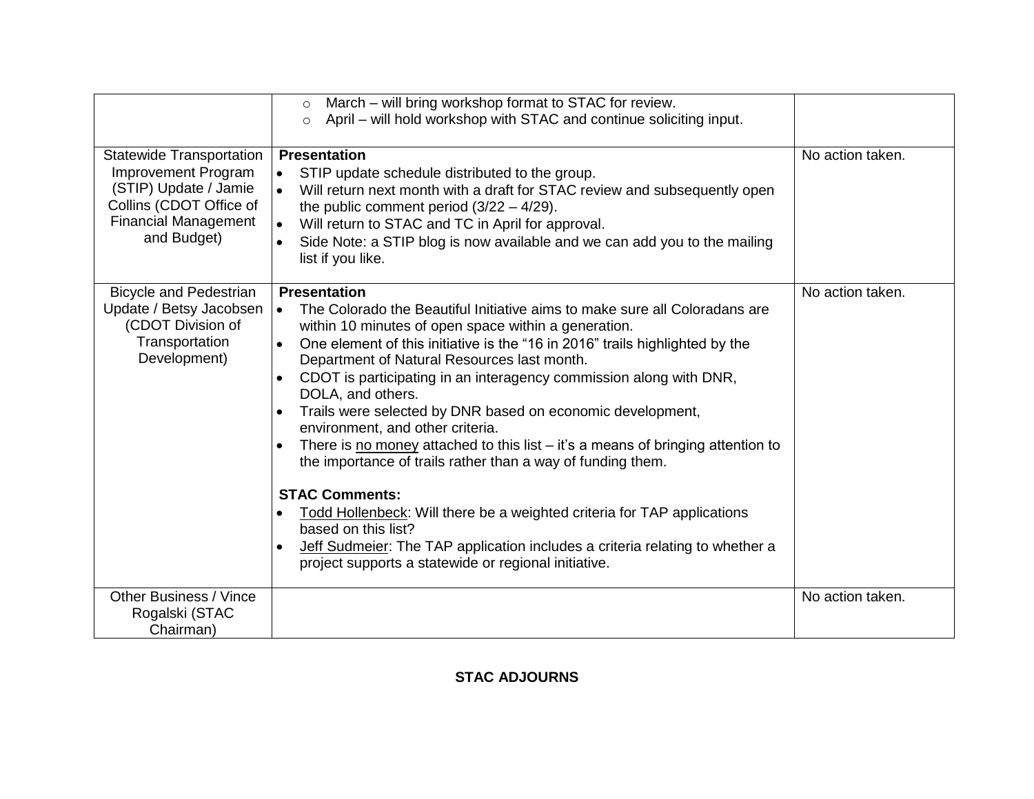| | | |
|---|---|---|
| | ○ March – will bring workshop format to STAC for review.<br>○ April – will hold workshop with STAC and continue soliciting input. | |
| Statewide Transportation Improvement Program (STIP) Update / Jamie Collins (CDOT Office of Financial Management and Budget) | **Presentation**<br>• STIP update schedule distributed to the group.<br>• Will return next month with a draft for STAC review and subsequently open the public comment period (3/22 – 4/29).<br>• Will return to STAC and TC in April for approval.<br>• Side Note: a STIP blog is now available and we can add you to the mailing list if you like. | No action taken. |
| Bicycle and Pedestrian Update / Betsy Jacobsen (CDOT Division of Transportation Development) | **Presentation**<br>• The Colorado the Beautiful Initiative aims to make sure all Coloradans are within 10 minutes of open space within a generation.<br>• One element of this initiative is the "16 in 2016" trails highlighted by the Department of Natural Resources last month.<br>• CDOT is participating in an interagency commission along with DNR, DOLA, and others.<br>• Trails were selected by DNR based on economic development, environment, and other criteria.<br>• There is no money attached to this list – it's a means of bringing attention to the importance of trails rather than a way of funding them.<br><br>**STAC Comments:**<br>• Todd Hollenbeck: Will there be a weighted criteria for TAP applications based on this list?<br>• Jeff Sudmeier: The TAP application includes a criteria relating to whether a project supports a statewide or regional initiative. | No action taken. |
| Other Business / Vince Rogalski (STAC Chairman) | | No action taken. |

**STAC ADJOURNS**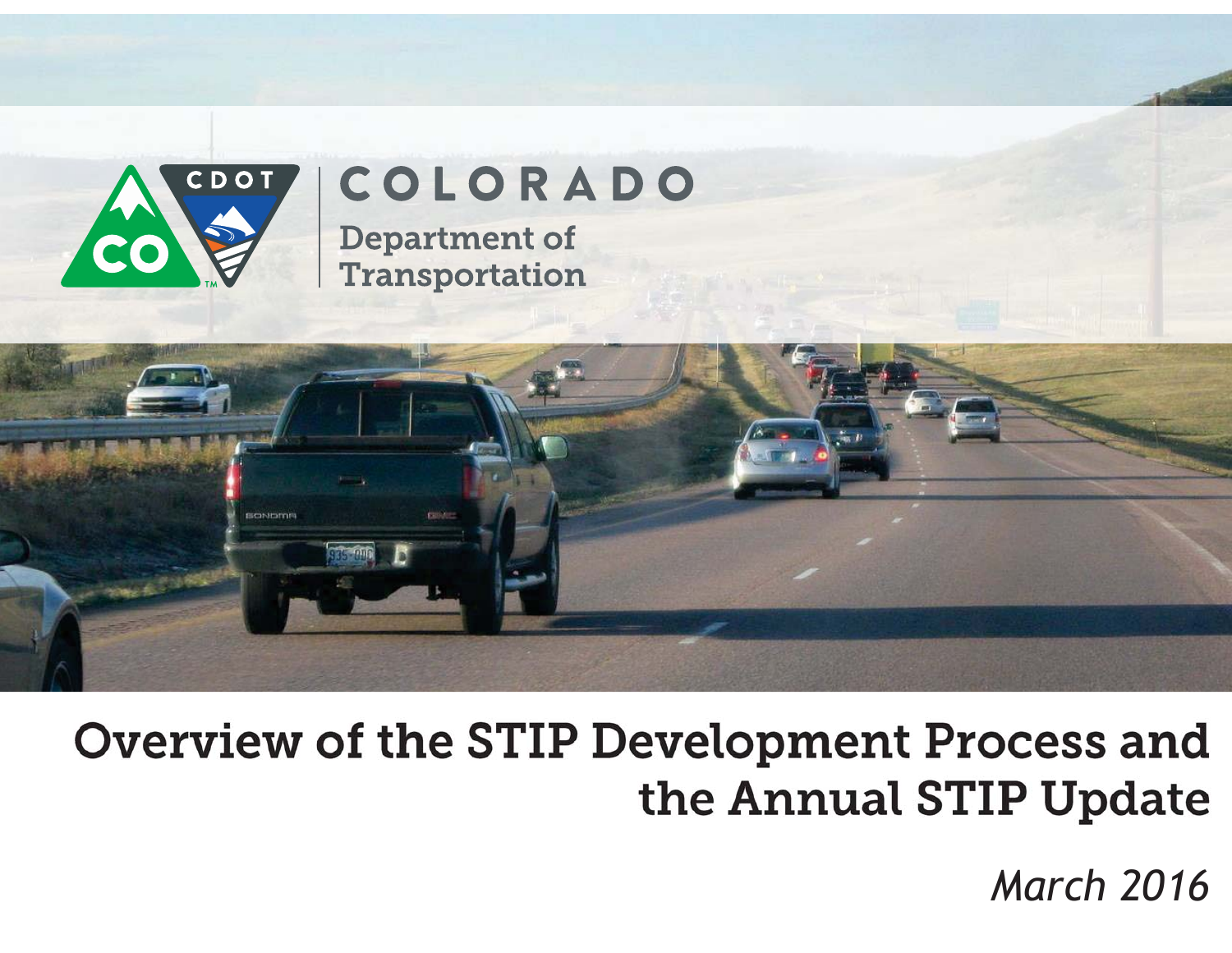# COLORADO

Department of Transportation

# Overview of the STIP Development Process and the Annual STIP Update

*March 2016*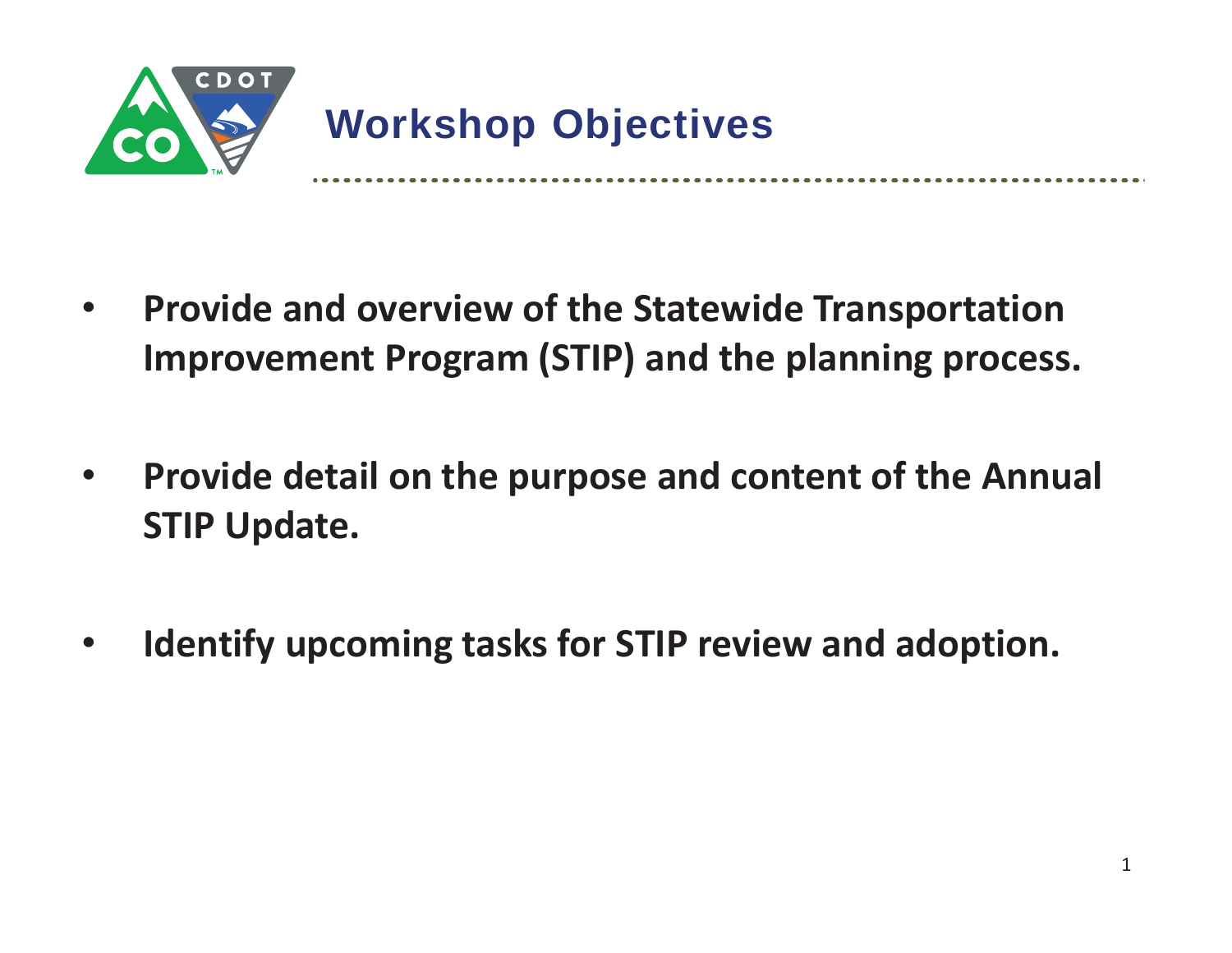# Workshop Objectives

- **Provide and overview of the Statewide Transportation Improvement Program (STIP) and the planning process.**
- **Provide detail on the purpose and content of the Annual STIP Update.**
- **Identify upcoming tasks for STIP review and adoption.**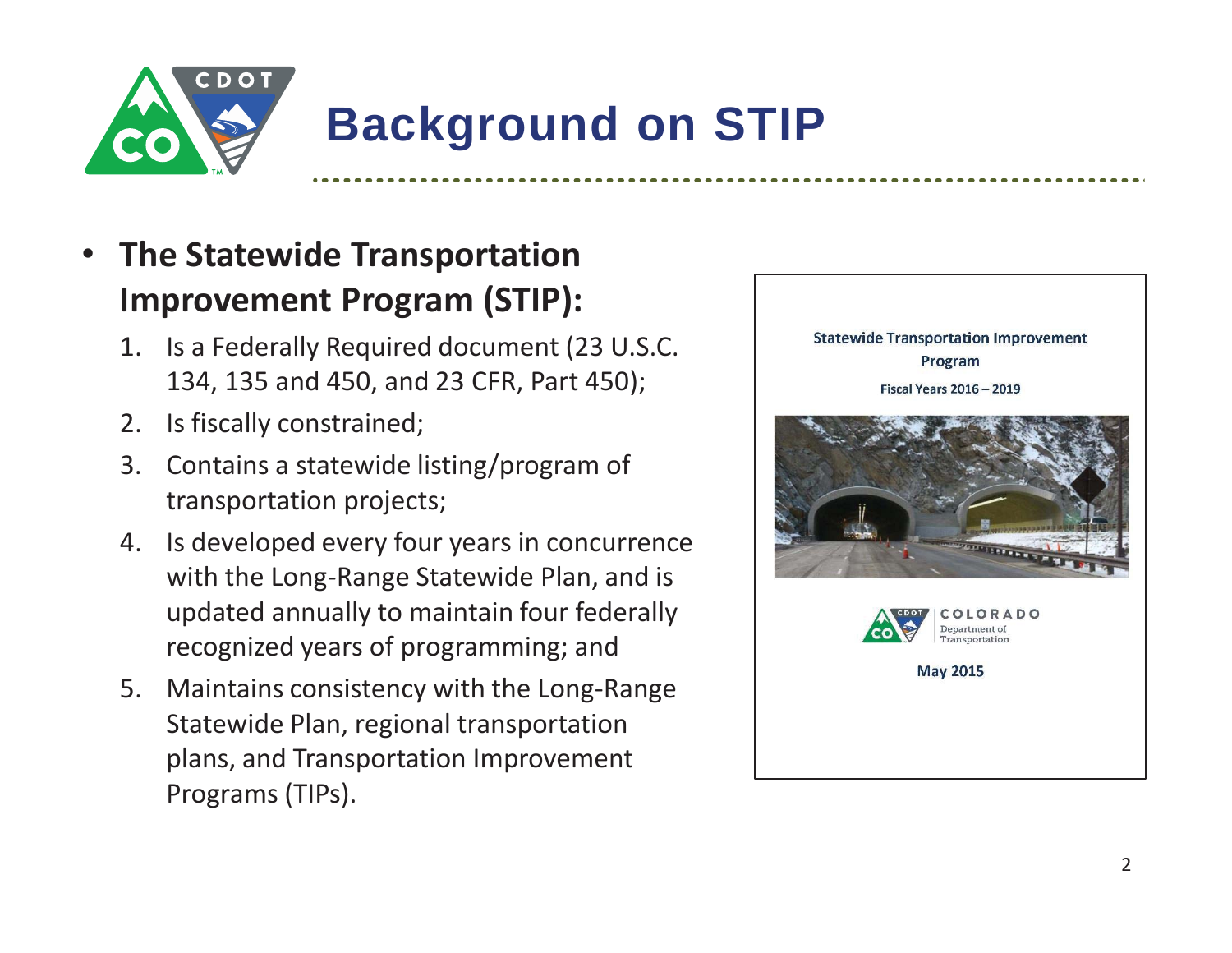# Background on STIP

- **The Statewide Transportation Improvement Program (STIP):**
  1. Is a Federally Required document (23 U.S.C. 134, 135 and 450, and 23 CFR, Part 450);
  2. Is fiscally constrained;
  3. Contains a statewide listing/program of transportation projects;
  4. Is developed every four years in concurrence with the Long-Range Statewide Plan, and is updated annually to maintain four federally recognized years of programming; and
  5. Maintains consistency with the Long-Range Statewide Plan, regional transportation plans, and Transportation Improvement Programs (TIPs).

Statewide Transportation Improvement Program

Fiscal Years 2016 – 2019

COLORADO Department of Transportation

May 2015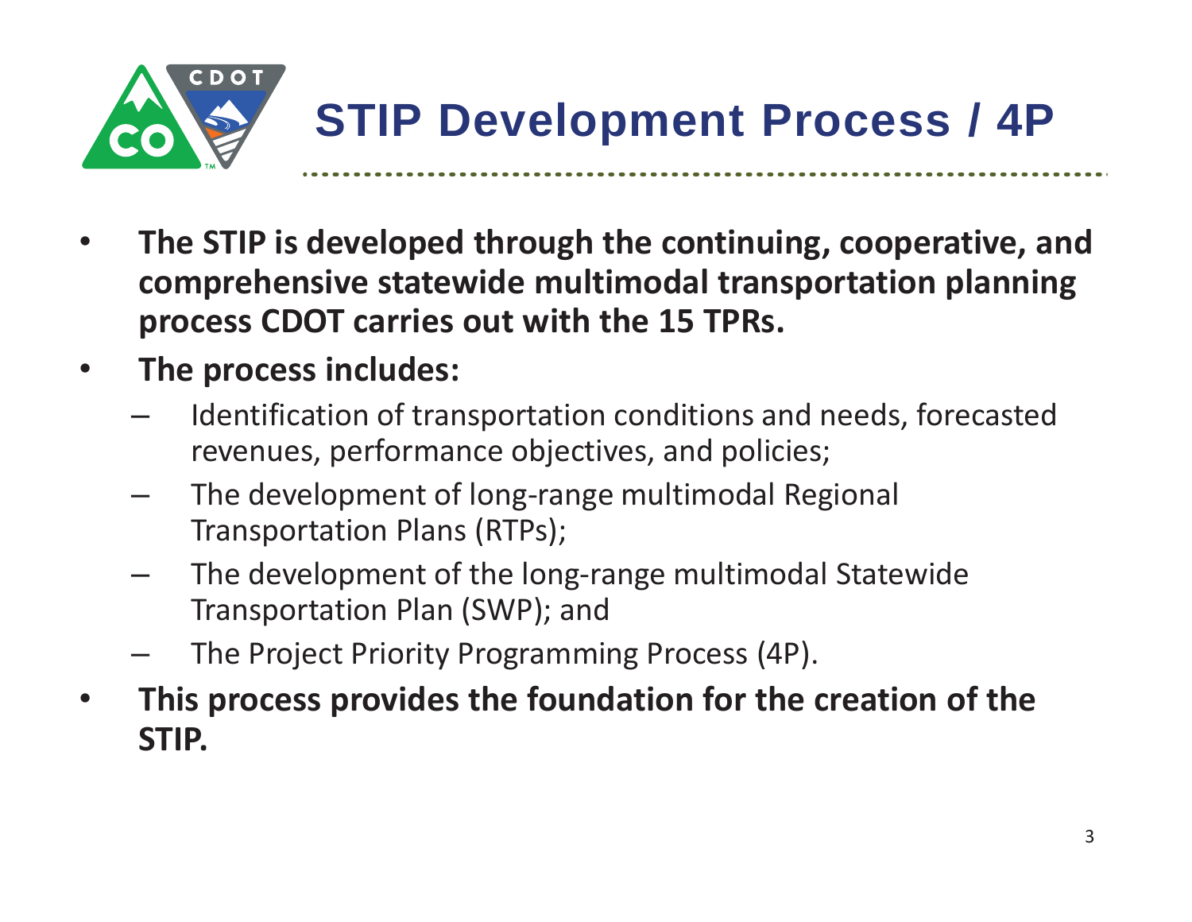# STIP Development Process / 4P

- **The STIP is developed through the continuing, cooperative, and comprehensive statewide multimodal transportation planning process CDOT carries out with the 15 TPRs.**
- **The process includes:**
  - Identification of transportation conditions and needs, forecasted revenues, performance objectives, and policies;
  - The development of long-range multimodal Regional Transportation Plans (RTPs);
  - The development of the long-range multimodal Statewide Transportation Plan (SWP); and
  - The Project Priority Programming Process (4P).
- **This process provides the foundation for the creation of the STIP.**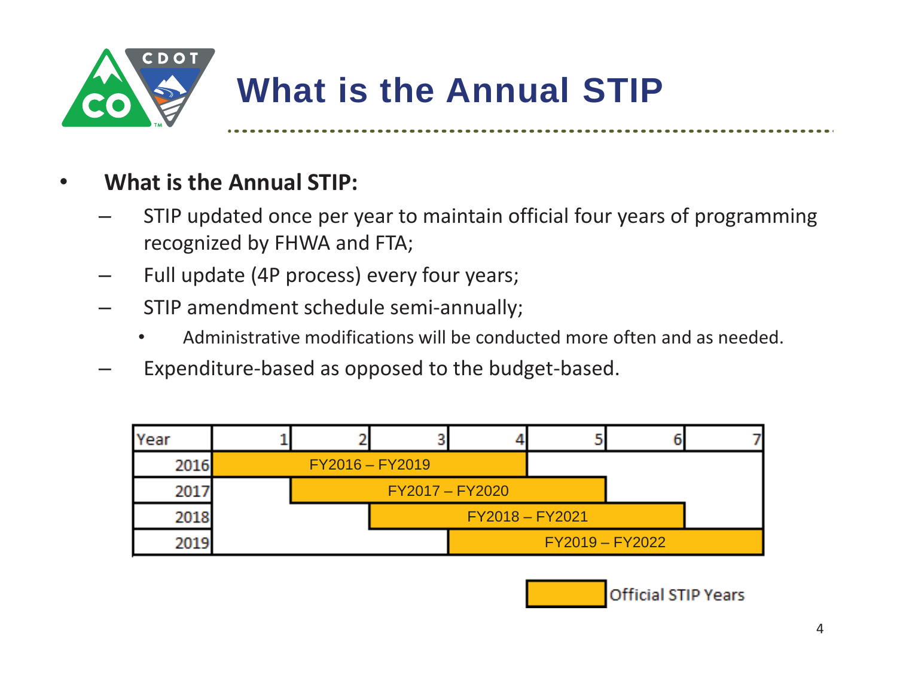# What is the Annual STIP

- **What is the Annual STIP:**
  - STIP updated once per year to maintain official four years of programming recognized by FHWA and FTA;
  - Full update (4P process) every four years;
  - STIP amendment schedule semi-annually;
    - Administrative modifications will be conducted more often and as needed.
  - Expenditure-based as opposed to the budget-based.

| Year | 1 | 2 | 3 | 4 | 5 | 6 | 7 |
|---|---|---|---|---|---|---|---|
| 2016 | FY2016 – FY2019 | | | | | | |
| 2017 | | FY2017 – FY2020 | | | | | |
| 2018 | | | FY2018 – FY2021 | | | | |
| 2019 | | | | FY2019 – FY2022 | | | |

Official STIP Years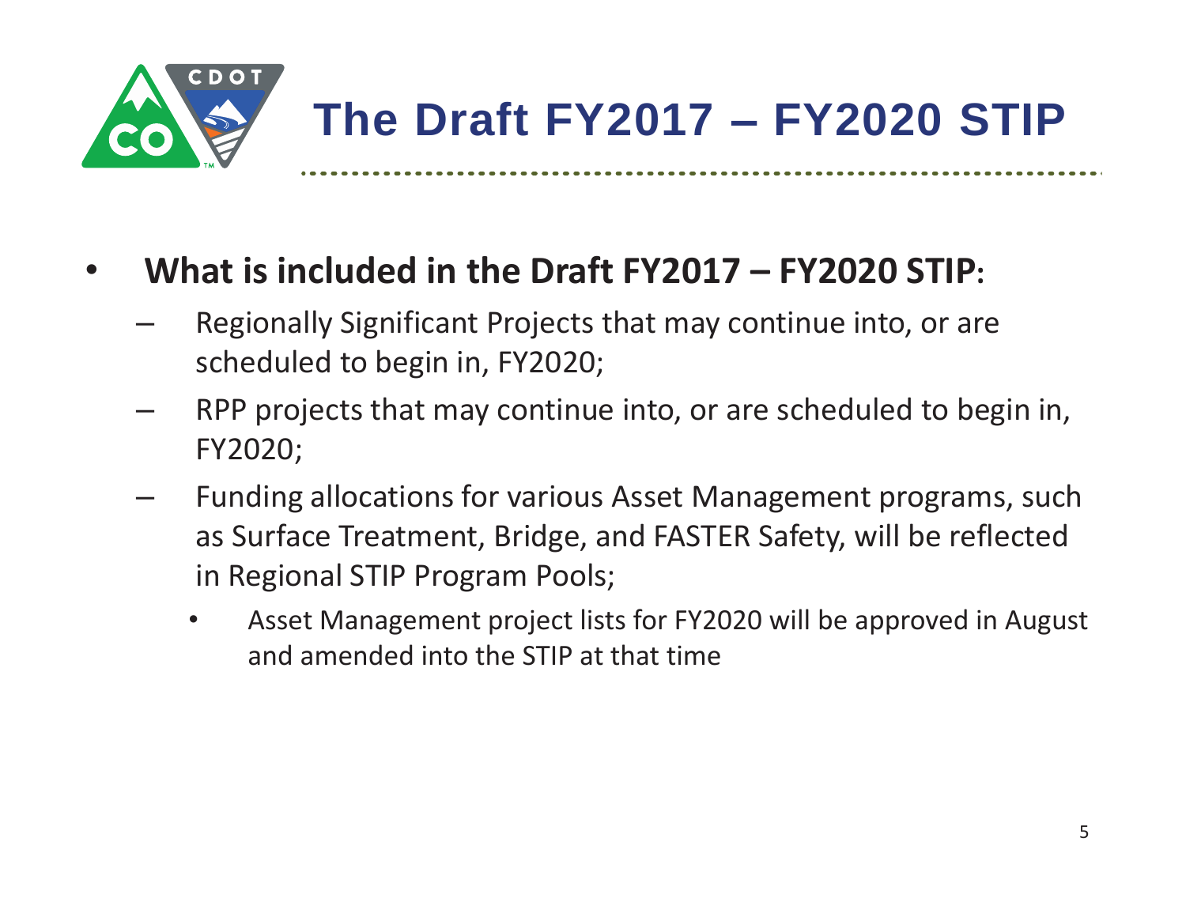# The Draft FY2017 – FY2020 STIP

- **What is included in the Draft FY2017 – FY2020 STIP**:
  - Regionally Significant Projects that may continue into, or are scheduled to begin in, FY2020;
  - RPP projects that may continue into, or are scheduled to begin in, FY2020;
  - Funding allocations for various Asset Management programs, such as Surface Treatment, Bridge, and FASTER Safety, will be reflected in Regional STIP Program Pools;
    - Asset Management project lists for FY2020 will be approved in August and amended into the STIP at that time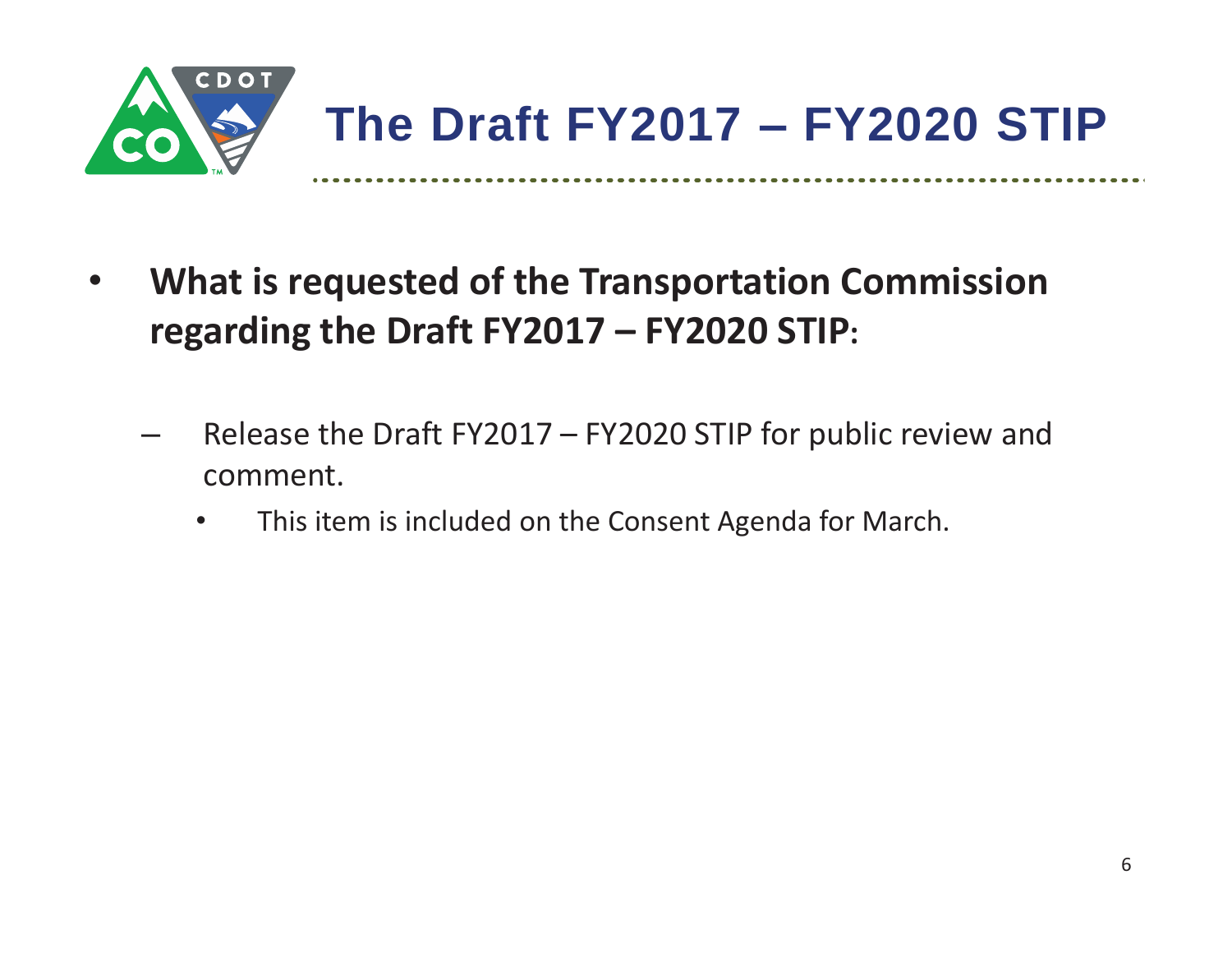# The Draft FY2017 – FY2020 STIP

- **What is requested of the Transportation Commission regarding the Draft FY2017 – FY2020 STIP:**
  - Release the Draft FY2017 – FY2020 STIP for public review and comment.
    - This item is included on the Consent Agenda for March.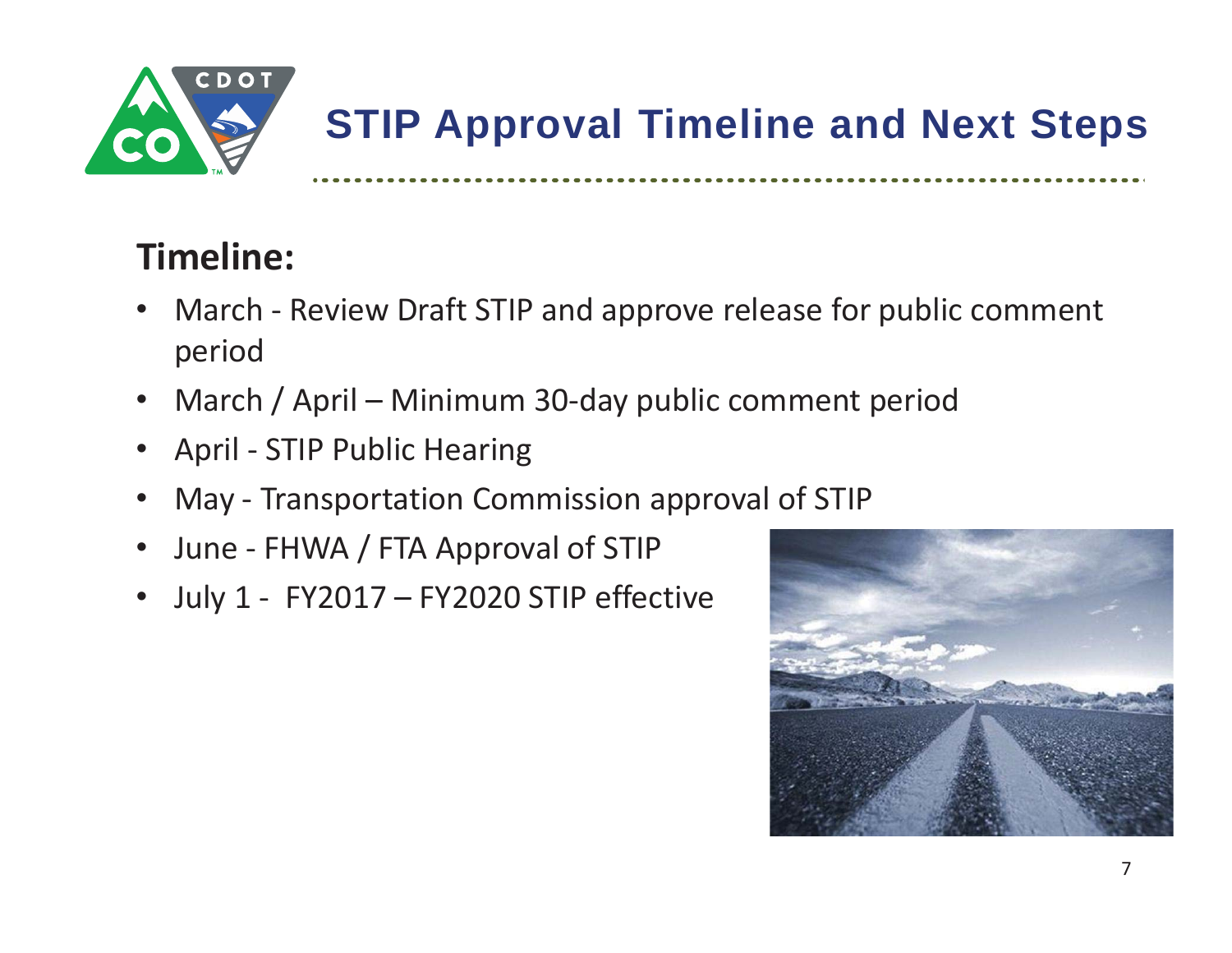# STIP Approval Timeline and Next Steps

**Timeline:**

- March - Review Draft STIP and approve release for public comment period
- March / April – Minimum 30-day public comment period
- April - STIP Public Hearing
- May - Transportation Commission approval of STIP
- June - FHWA / FTA Approval of STIP
- July 1 - FY2017 – FY2020 STIP effective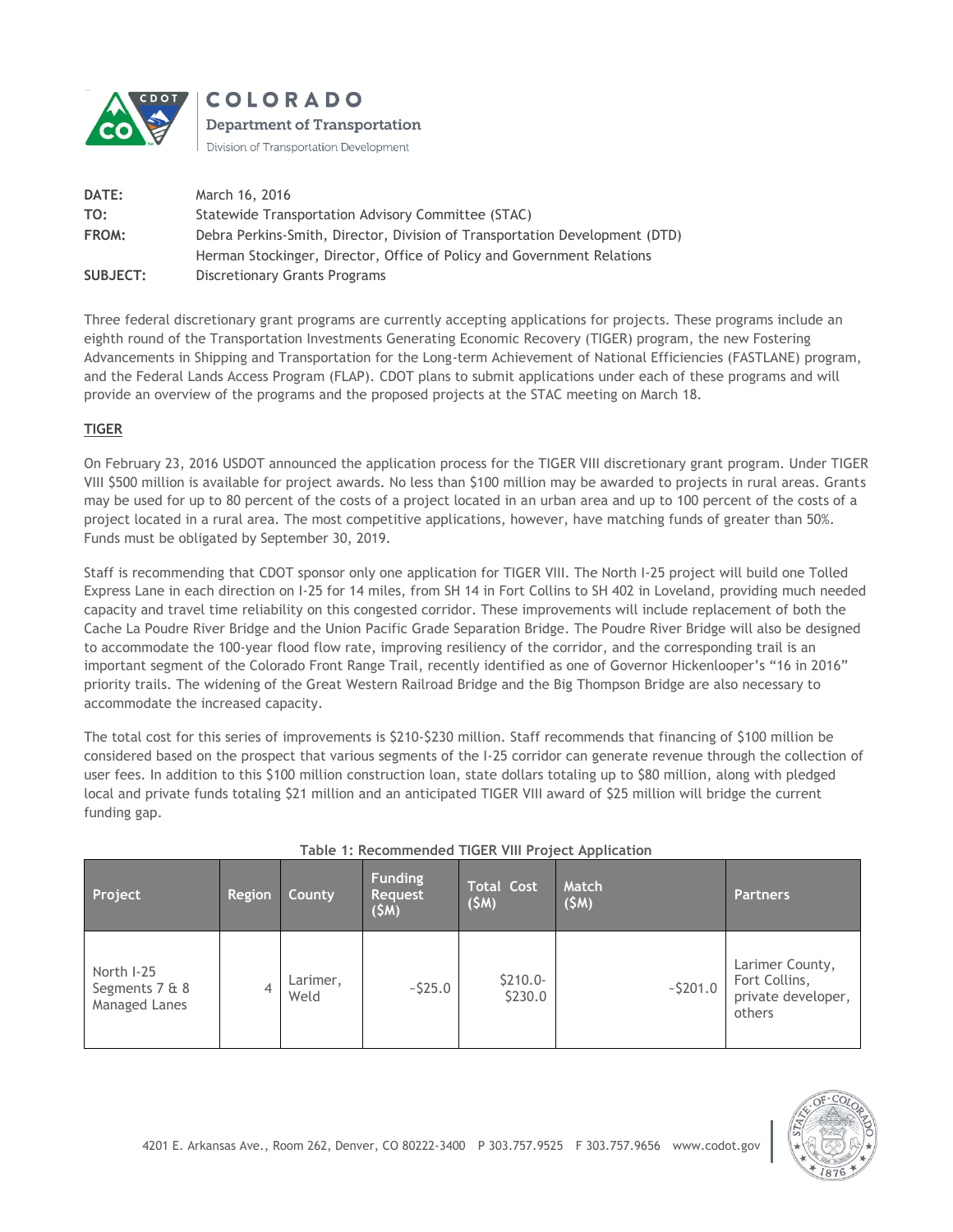COLORADO

Department of Transportation

Division of Transportation Development

| | |
|---|---|
| **DATE:** | March 16, 2016 |
| **TO:** | Statewide Transportation Advisory Committee (STAC) |
| **FROM:** | Debra Perkins-Smith, Director, Division of Transportation Development (DTD)<br>Herman Stockinger, Director, Office of Policy and Government Relations |
| **SUBJECT:** | Discretionary Grants Programs |

Three federal discretionary grant programs are currently accepting applications for projects. These programs include an eighth round of the Transportation Investments Generating Economic Recovery (TIGER) program, the new Fostering Advancements in Shipping and Transportation for the Long-term Achievement of National Efficiencies (FASTLANE) program, and the Federal Lands Access Program (FLAP). CDOT plans to submit applications under each of these programs and will provide an overview of the programs and the proposed projects at the STAC meeting on March 18.

**TIGER**

On February 23, 2016 USDOT announced the application process for the TIGER VIII discretionary grant program. Under TIGER VIII $500 million is available for project awards. No less than $100 million may be awarded to projects in rural areas. Grants may be used for up to 80 percent of the costs of a project located in an urban area and up to 100 percent of the costs of a project located in a rural area. The most competitive applications, however, have matching funds of greater than 50%. Funds must be obligated by September 30, 2019.

Staff is recommending that CDOT sponsor only one application for TIGER VIII. The North I-25 project will build one Tolled Express Lane in each direction on I-25 for 14 miles, from SH 14 in Fort Collins to SH 402 in Loveland, providing much needed capacity and travel time reliability on this congested corridor. These improvements will include replacement of both the Cache La Poudre River Bridge and the Union Pacific Grade Separation Bridge. The Poudre River Bridge will also be designed to accommodate the 100-year flood flow rate, improving resiliency of the corridor, and the corresponding trail is an important segment of the Colorado Front Range Trail, recently identified as one of Governor Hickenlooper's "16 in 2016" priority trails. The widening of the Great Western Railroad Bridge and the Big Thompson Bridge are also necessary to accommodate the increased capacity.

The total cost for this series of improvements is $210-$230 million. Staff recommends that financing of $100 million be considered based on the prospect that various segments of the I-25 corridor can generate revenue through the collection of user fees. In addition to this $100 million construction loan, state dollars totaling up to $80 million, along with pledged local and private funds totaling $21 million and an anticipated TIGER VIII award of $25 million will bridge the current funding gap.

**Table 1: Recommended TIGER VIII Project Application**

| Project | Region | County | Funding Request ($M) | Total Cost ($M) | Match ($M) | Partners |
|---|---|---|---|---|---|---|
| North I-25 Segments 7 & 8 Managed Lanes | 4 | Larimer, Weld | ~$25.0 | $210.0-$230.0 | ~$201.0 | Larimer County, Fort Collins, private developer, others |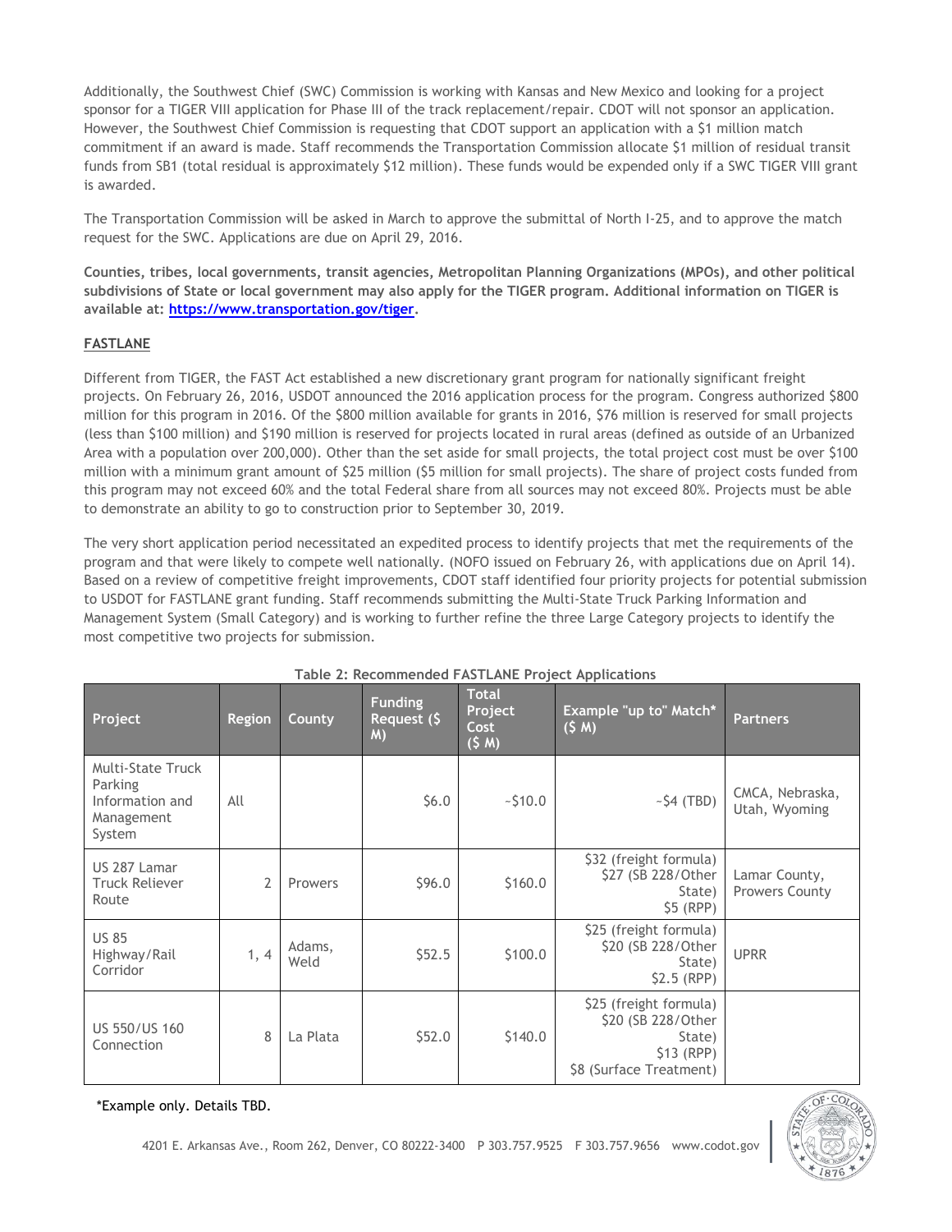Additionally, the Southwest Chief (SWC) Commission is working with Kansas and New Mexico and looking for a project sponsor for a TIGER VIII application for Phase III of the track replacement/repair. CDOT will not sponsor an application. However, the Southwest Chief Commission is requesting that CDOT support an application with a $1 million match commitment if an award is made. Staff recommends the Transportation Commission allocate $1 million of residual transit funds from SB1 (total residual is approximately $12 million). These funds would be expended only if a SWC TIGER VIII grant is awarded.

The Transportation Commission will be asked in March to approve the submittal of North I-25, and to approve the match request for the SWC. Applications are due on April 29, 2016.

**Counties, tribes, local governments, transit agencies, Metropolitan Planning Organizations (MPOs), and other political subdivisions of State or local government may also apply for the TIGER program. Additional information on TIGER is available at: https://www.transportation.gov/tiger.**

**FASTLANE**

Different from TIGER, the FAST Act established a new discretionary grant program for nationally significant freight projects. On February 26, 2016, USDOT announced the 2016 application process for the program. Congress authorized $800 million for this program in 2016. Of the $800 million available for grants in 2016, $76 million is reserved for small projects (less than $100 million) and $190 million is reserved for projects located in rural areas (defined as outside of an Urbanized Area with a population over 200,000). Other than the set aside for small projects, the total project cost must be over $100 million with a minimum grant amount of $25 million ($5 million for small projects). The share of project costs funded from this program may not exceed 60% and the total Federal share from all sources may not exceed 80%. Projects must be able to demonstrate an ability to go to construction prior to September 30, 2019.

The very short application period necessitated an expedited process to identify projects that met the requirements of the program and that were likely to compete well nationally. (NOFO issued on February 26, with applications due on April 14). Based on a review of competitive freight improvements, CDOT staff identified four priority projects for potential submission to USDOT for FASTLANE grant funding. Staff recommends submitting the Multi-State Truck Parking Information and Management System (Small Category) and is working to further refine the three Large Category projects to identify the most competitive two projects for submission.

**Table 2: Recommended FASTLANE Project Applications**

| Project | Region | County | Funding Request ($ M) | Total Project Cost ($ M) | Example "up to" Match* ($ M) | Partners |
|---|---|---|---|---|---|---|
| Multi-State Truck Parking Information and Management System | All | | $6.0 | ~$10.0 | ~$4 (TBD) | CMCA, Nebraska, Utah, Wyoming |
| US 287 Lamar Truck Reliever Route | 2 | Prowers | $96.0 | $160.0 | $32 (freight formula)<br>$27 (SB 228/Other State)<br>$5 (RPP) | Lamar County, Prowers County |
| US 85 Highway/Rail Corridor | 1, 4 | Adams, Weld | $52.5 | $100.0 | $25 (freight formula)<br>$20 (SB 228/Other State)<br>$2.5 (RPP) | UPRR |
| US 550/US 160 Connection | 8 | La Plata | $52.0 | $140.0 | $25 (freight formula)<br>$20 (SB 228/Other State)<br>$13 (RPP)<br>$8 (Surface Treatment) | |

*Example only. Details TBD.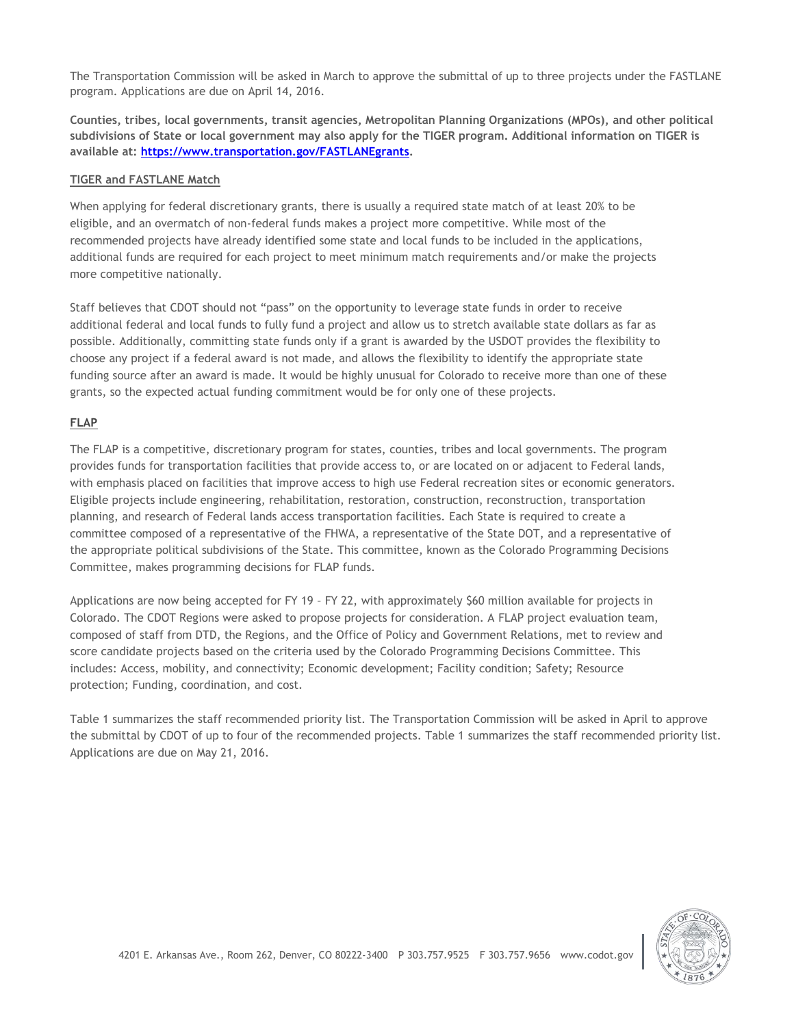The Transportation Commission will be asked in March to approve the submittal of up to three projects under the FASTLANE program. Applications are due on April 14, 2016.

**Counties, tribes, local governments, transit agencies, Metropolitan Planning Organizations (MPOs), and other political subdivisions of State or local government may also apply for the TIGER program. Additional information on TIGER is available at: [https://www.transportation.gov/FASTLANEgrants](https://www.transportation.gov/FASTLANEgrants).**

## TIGER and FASTLANE Match

When applying for federal discretionary grants, there is usually a required state match of at least 20% to be eligible, and an overmatch of non-federal funds makes a project more competitive. While most of the recommended projects have already identified some state and local funds to be included in the applications, additional funds are required for each project to meet minimum match requirements and/or make the projects more competitive nationally.

Staff believes that CDOT should not "pass" on the opportunity to leverage state funds in order to receive additional federal and local funds to fully fund a project and allow us to stretch available state dollars as far as possible. Additionally, committing state funds only if a grant is awarded by the USDOT provides the flexibility to choose any project if a federal award is not made, and allows the flexibility to identify the appropriate state funding source after an award is made. It would be highly unusual for Colorado to receive more than one of these grants, so the expected actual funding commitment would be for only one of these projects.

## FLAP

The FLAP is a competitive, discretionary program for states, counties, tribes and local governments. The program provides funds for transportation facilities that provide access to, or are located on or adjacent to Federal lands, with emphasis placed on facilities that improve access to high use Federal recreation sites or economic generators. Eligible projects include engineering, rehabilitation, restoration, construction, reconstruction, transportation planning, and research of Federal lands access transportation facilities. Each State is required to create a committee composed of a representative of the FHWA, a representative of the State DOT, and a representative of the appropriate political subdivisions of the State. This committee, known as the Colorado Programming Decisions Committee, makes programming decisions for FLAP funds.

Applications are now being accepted for FY 19 – FY 22, with approximately $60 million available for projects in Colorado. The CDOT Regions were asked to propose projects for consideration. A FLAP project evaluation team, composed of staff from DTD, the Regions, and the Office of Policy and Government Relations, met to review and score candidate projects based on the criteria used by the Colorado Programming Decisions Committee. This includes: Access, mobility, and connectivity; Economic development; Facility condition; Safety; Resource protection; Funding, coordination, and cost.

Table 1 summarizes the staff recommended priority list. The Transportation Commission will be asked in April to approve the submittal by CDOT of up to four of the recommended projects. Table 1 summarizes the staff recommended priority list. Applications are due on May 21, 2016.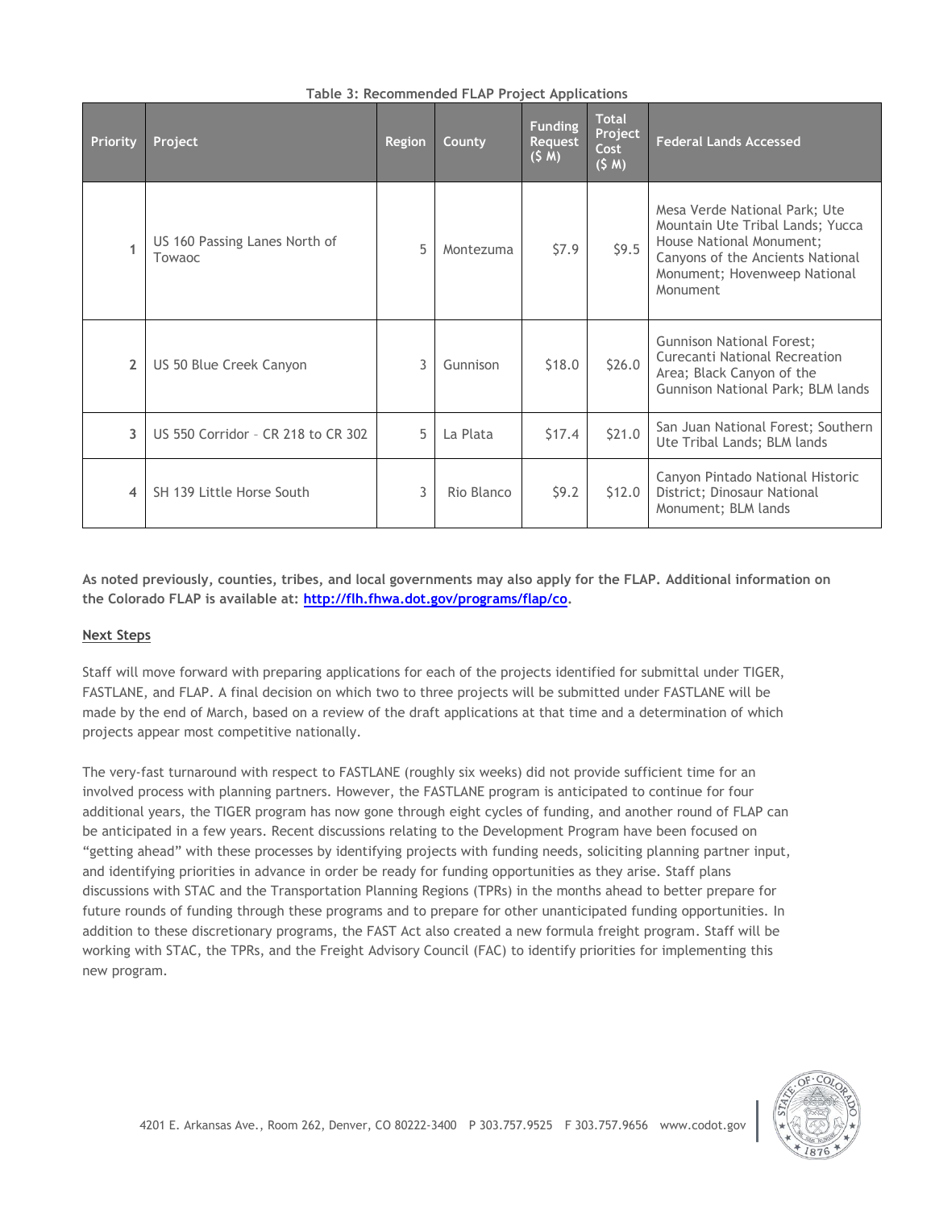Table 3: Recommended FLAP Project Applications

| Priority | Project | Region | County | Funding Request ($ M) | Total Project Cost ($ M) | Federal Lands Accessed |
|---|---|---|---|---|---|---|
| 1 | US 160 Passing Lanes North of Towaoc | 5 | Montezuma | $7.9 | $9.5 | Mesa Verde National Park; Ute Mountain Ute Tribal Lands; Yucca House National Monument; Canyons of the Ancients National Monument; Hovenweep National Monument |
| 2 | US 50 Blue Creek Canyon | 3 | Gunnison | $18.0 | $26.0 | Gunnison National Forest; Curecanti National Recreation Area; Black Canyon of the Gunnison National Park; BLM lands |
| 3 | US 550 Corridor – CR 218 to CR 302 | 5 | La Plata | $17.4 | $21.0 | San Juan National Forest; Southern Ute Tribal Lands; BLM lands |
| 4 | SH 139 Little Horse South | 3 | Rio Blanco | $9.2 | $12.0 | Canyon Pintado National Historic District; Dinosaur National Monument; BLM lands |

**As noted previously, counties, tribes, and local governments may also apply for the FLAP. Additional information on the Colorado FLAP is available at: http://flh.fhwa.dot.gov/programs/flap/co.**

## Next Steps

Staff will move forward with preparing applications for each of the projects identified for submittal under TIGER, FASTLANE, and FLAP. A final decision on which two to three projects will be submitted under FASTLANE will be made by the end of March, based on a review of the draft applications at that time and a determination of which projects appear most competitive nationally.

The very-fast turnaround with respect to FASTLANE (roughly six weeks) did not provide sufficient time for an involved process with planning partners. However, the FASTLANE program is anticipated to continue for four additional years, the TIGER program has now gone through eight cycles of funding, and another round of FLAP can be anticipated in a few years. Recent discussions relating to the Development Program have been focused on "getting ahead" with these processes by identifying projects with funding needs, soliciting planning partner input, and identifying priorities in advance in order be ready for funding opportunities as they arise. Staff plans discussions with STAC and the Transportation Planning Regions (TPRs) in the months ahead to better prepare for future rounds of funding through these programs and to prepare for other unanticipated funding opportunities. In addition to these discretionary programs, the FAST Act also created a new formula freight program. Staff will be working with STAC, the TPRs, and the Freight Advisory Council (FAC) to identify priorities for implementing this new program.